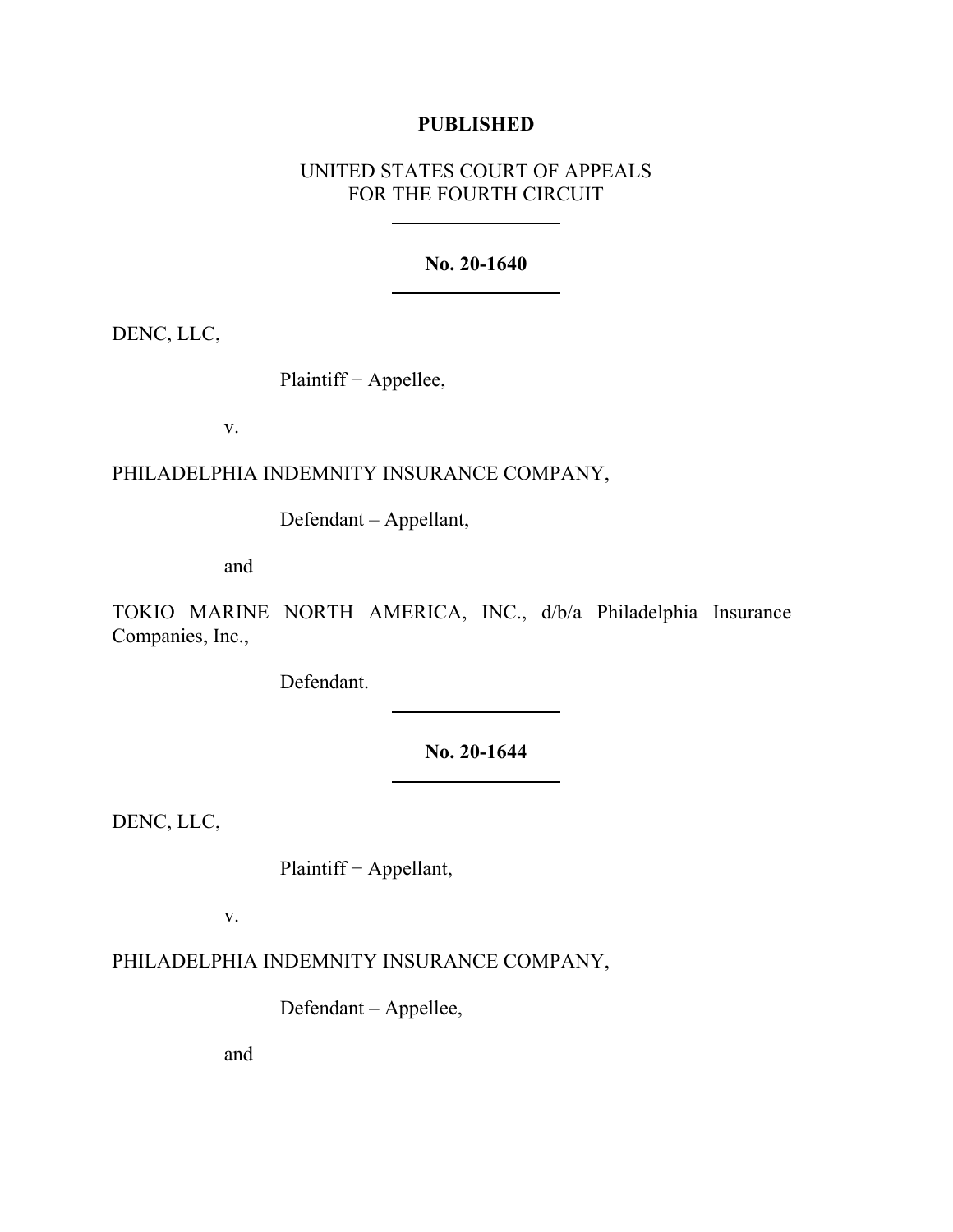**PUBLISHED**

UNITED STATES COURT OF APPEALS
FOR THE FOURTH CIRCUIT

---

**No. 20-1640**

---

DENC, LLC,

Plaintiff − Appellee,

v.

PHILADELPHIA INDEMNITY INSURANCE COMPANY,

Defendant – Appellant,

and

TOKIO MARINE NORTH AMERICA, INC., d/b/a Philadelphia Insurance Companies, Inc.,

Defendant.

---

**No. 20-1644**

---

DENC, LLC,

Plaintiff − Appellant,

v.

PHILADELPHIA INDEMNITY INSURANCE COMPANY,

Defendant – Appellee,

and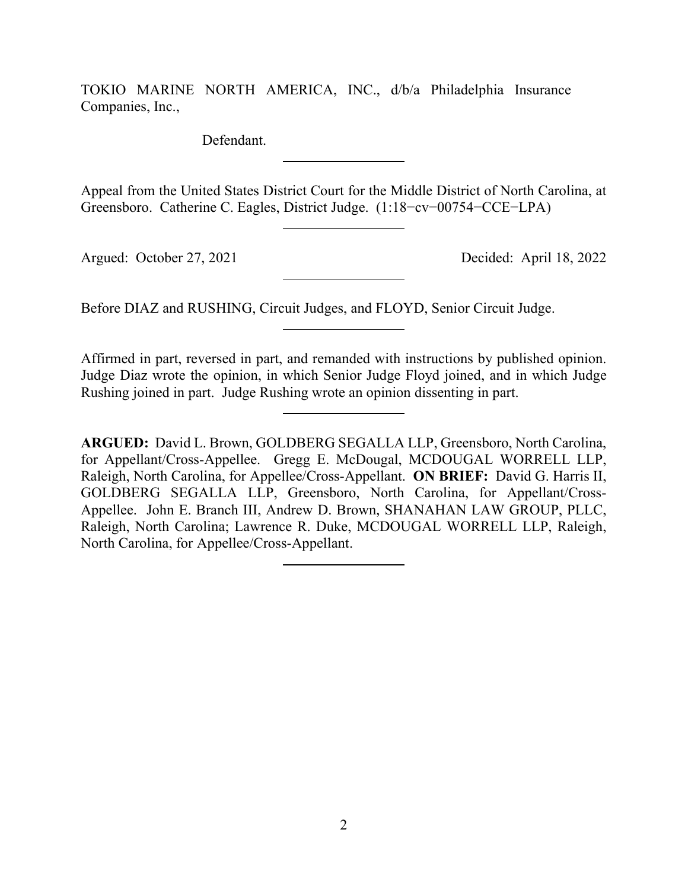TOKIO MARINE NORTH AMERICA, INC., d/b/a Philadelphia Insurance Companies, Inc.,

Defendant.

---

Appeal from the United States District Court for the Middle District of North Carolina, at Greensboro. Catherine C. Eagles, District Judge. (1:18−cv−00754−CCE−LPA)

---

Argued: October 27, 2021 Decided: April 18, 2022

---

Before DIAZ and RUSHING, Circuit Judges, and FLOYD, Senior Circuit Judge.

---

Affirmed in part, reversed in part, and remanded with instructions by published opinion. Judge Diaz wrote the opinion, in which Senior Judge Floyd joined, and in which Judge Rushing joined in part. Judge Rushing wrote an opinion dissenting in part.

---

**ARGUED:** David L. Brown, GOLDBERG SEGALLA LLP, Greensboro, North Carolina, for Appellant/Cross-Appellee. Gregg E. McDougal, MCDOUGAL WORRELL LLP, Raleigh, North Carolina, for Appellee/Cross-Appellant. **ON BRIEF:** David G. Harris II, GOLDBERG SEGALLA LLP, Greensboro, North Carolina, for Appellant/Cross-Appellee. John E. Branch III, Andrew D. Brown, SHANAHAN LAW GROUP, PLLC, Raleigh, North Carolina; Lawrence R. Duke, MCDOUGAL WORRELL LLP, Raleigh, North Carolina, for Appellee/Cross-Appellant.

---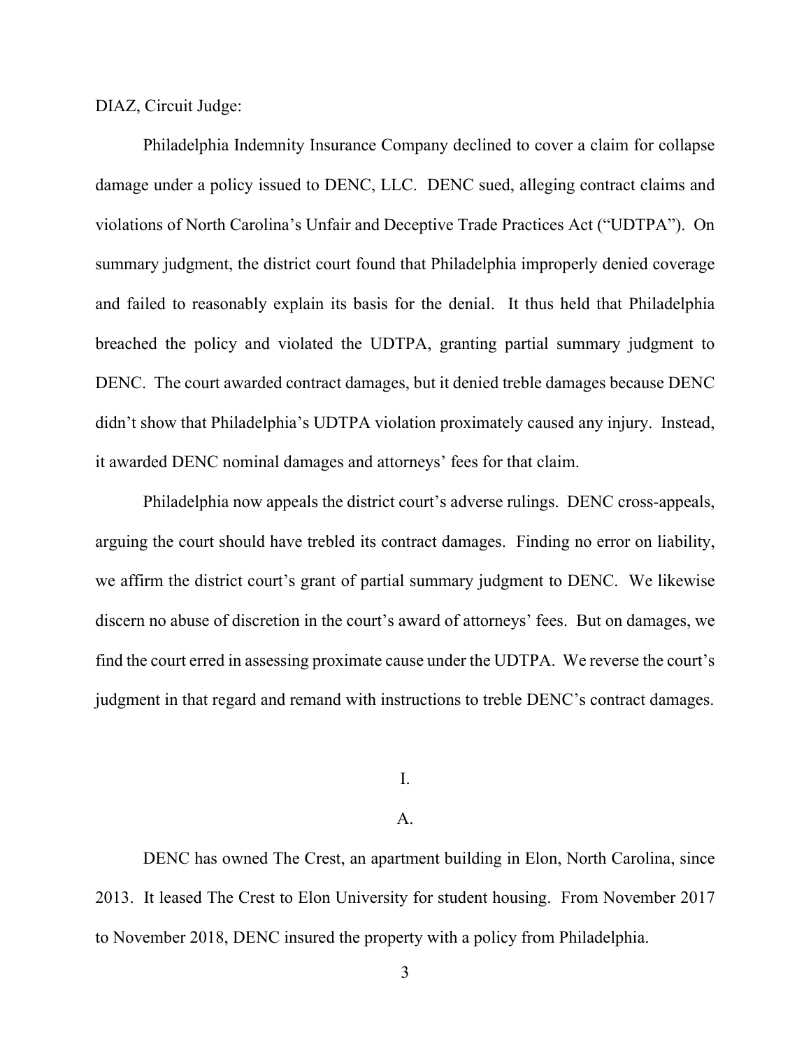DIAZ, Circuit Judge:

Philadelphia Indemnity Insurance Company declined to cover a claim for collapse damage under a policy issued to DENC, LLC. DENC sued, alleging contract claims and violations of North Carolina's Unfair and Deceptive Trade Practices Act ("UDTPA"). On summary judgment, the district court found that Philadelphia improperly denied coverage and failed to reasonably explain its basis for the denial. It thus held that Philadelphia breached the policy and violated the UDTPA, granting partial summary judgment to DENC. The court awarded contract damages, but it denied treble damages because DENC didn't show that Philadelphia's UDTPA violation proximately caused any injury. Instead, it awarded DENC nominal damages and attorneys' fees for that claim.

Philadelphia now appeals the district court's adverse rulings. DENC cross-appeals, arguing the court should have trebled its contract damages. Finding no error on liability, we affirm the district court's grant of partial summary judgment to DENC. We likewise discern no abuse of discretion in the court's award of attorneys' fees. But on damages, we find the court erred in assessing proximate cause under the UDTPA. We reverse the court's judgment in that regard and remand with instructions to treble DENC's contract damages.

# I.

## A.

DENC has owned The Crest, an apartment building in Elon, North Carolina, since 2013. It leased The Crest to Elon University for student housing. From November 2017 to November 2018, DENC insured the property with a policy from Philadelphia.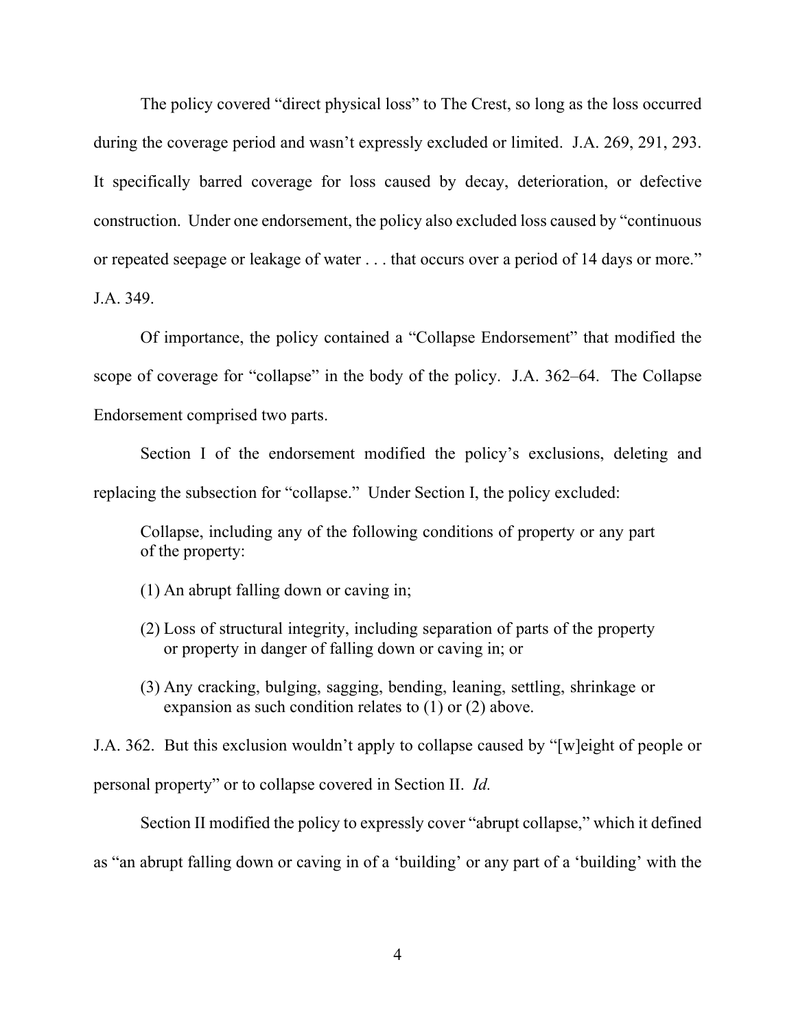The policy covered "direct physical loss" to The Crest, so long as the loss occurred during the coverage period and wasn't expressly excluded or limited. J.A. 269, 291, 293. It specifically barred coverage for loss caused by decay, deterioration, or defective construction. Under one endorsement, the policy also excluded loss caused by "continuous or repeated seepage or leakage of water . . . that occurs over a period of 14 days or more." J.A. 349.

Of importance, the policy contained a "Collapse Endorsement" that modified the scope of coverage for "collapse" in the body of the policy. J.A. 362–64. The Collapse Endorsement comprised two parts.

Section I of the endorsement modified the policy's exclusions, deleting and replacing the subsection for "collapse." Under Section I, the policy excluded:

> Collapse, including any of the following conditions of property or any part of the property:
>
> (1) An abrupt falling down or caving in;
>
> (2) Loss of structural integrity, including separation of parts of the property or property in danger of falling down or caving in; or
>
> (3) Any cracking, bulging, sagging, bending, leaning, settling, shrinkage or expansion as such condition relates to (1) or (2) above.

J.A. 362. But this exclusion wouldn't apply to collapse caused by "[w]eight of people or personal property" or to collapse covered in Section II. *Id.*

Section II modified the policy to expressly cover "abrupt collapse," which it defined as "an abrupt falling down or caving in of a 'building' or any part of a 'building' with the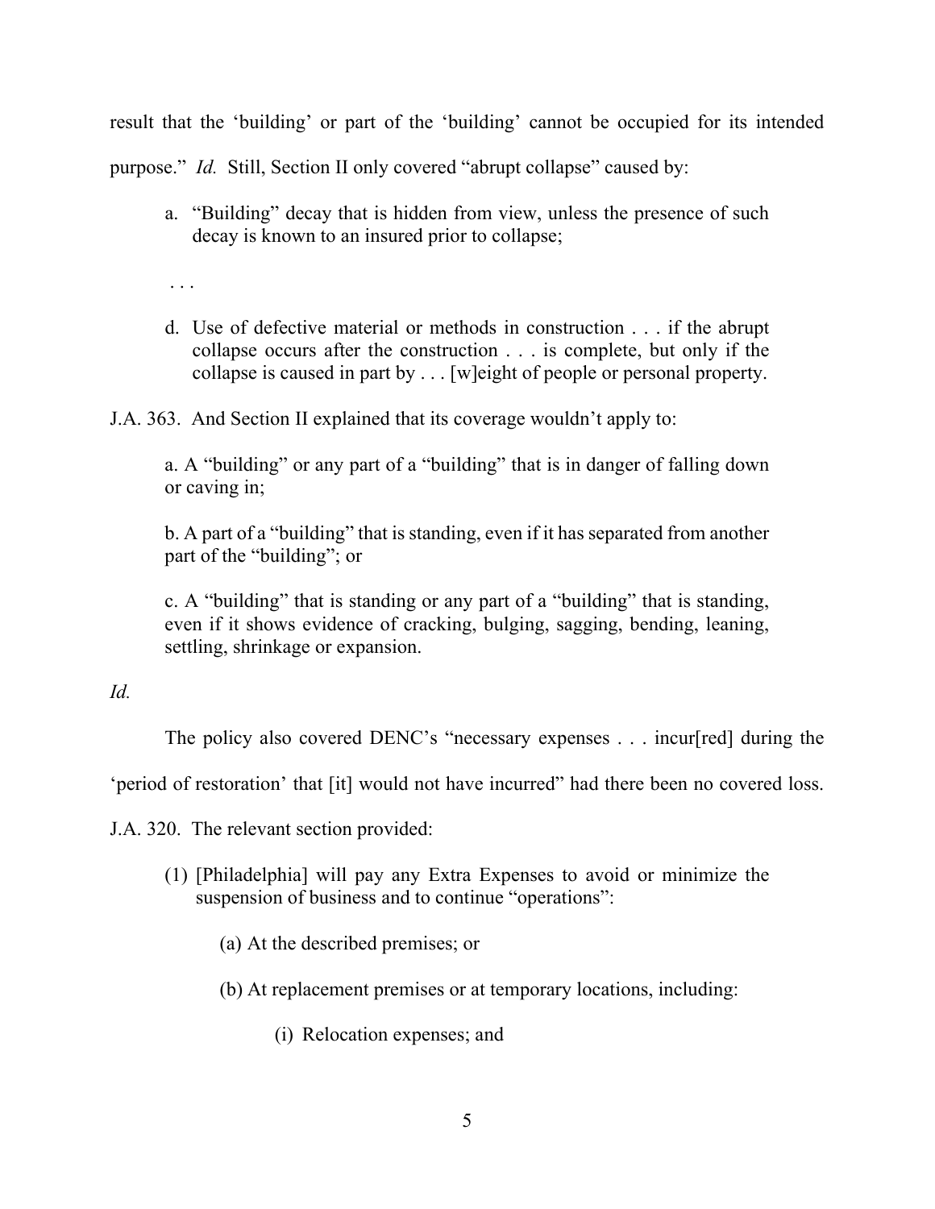result that the 'building' or part of the 'building' cannot be occupied for its intended purpose." *Id.* Still, Section II only covered "abrupt collapse" caused by:

> a. "Building" decay that is hidden from view, unless the presence of such decay is known to an insured prior to collapse;
>
> . . .
>
> d. Use of defective material or methods in construction . . . if the abrupt collapse occurs after the construction . . . is complete, but only if the collapse is caused in part by . . . [w]eight of people or personal property.

J.A. 363. And Section II explained that its coverage wouldn't apply to:

> a. A "building" or any part of a "building" that is in danger of falling down or caving in;
>
> b. A part of a "building" that is standing, even if it has separated from another part of the "building"; or
>
> c. A "building" that is standing or any part of a "building" that is standing, even if it shows evidence of cracking, bulging, sagging, bending, leaning, settling, shrinkage or expansion.

*Id.*

The policy also covered DENC's "necessary expenses . . . incur[red] during the 'period of restoration' that [it] would not have incurred" had there been no covered loss. J.A. 320. The relevant section provided:

> (1) [Philadelphia] will pay any Extra Expenses to avoid or minimize the suspension of business and to continue "operations":
>
> (a) At the described premises; or
>
> (b) At replacement premises or at temporary locations, including:
>
> (i) Relocation expenses; and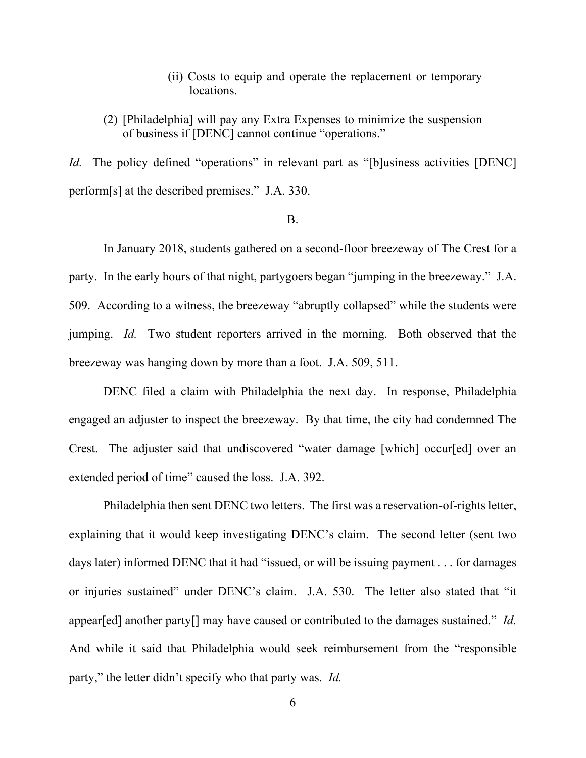(ii) Costs to equip and operate the replacement or temporary locations.

(2) [Philadelphia] will pay any Extra Expenses to minimize the suspension of business if [DENC] cannot continue "operations."

*Id.* The policy defined "operations" in relevant part as "[b]usiness activities [DENC] perform[s] at the described premises." J.A. 330.

B.

In January 2018, students gathered on a second-floor breezeway of The Crest for a party. In the early hours of that night, partygoers began "jumping in the breezeway." J.A. 509. According to a witness, the breezeway "abruptly collapsed" while the students were jumping. *Id.* Two student reporters arrived in the morning. Both observed that the breezeway was hanging down by more than a foot. J.A. 509, 511.

DENC filed a claim with Philadelphia the next day. In response, Philadelphia engaged an adjuster to inspect the breezeway. By that time, the city had condemned The Crest. The adjuster said that undiscovered "water damage [which] occur[ed] over an extended period of time" caused the loss. J.A. 392.

Philadelphia then sent DENC two letters. The first was a reservation-of-rights letter, explaining that it would keep investigating DENC's claim. The second letter (sent two days later) informed DENC that it had "issued, or will be issuing payment . . . for damages or injuries sustained" under DENC's claim. J.A. 530. The letter also stated that "it appear[ed] another party[] may have caused or contributed to the damages sustained." *Id.* And while it said that Philadelphia would seek reimbursement from the "responsible party," the letter didn't specify who that party was. *Id.*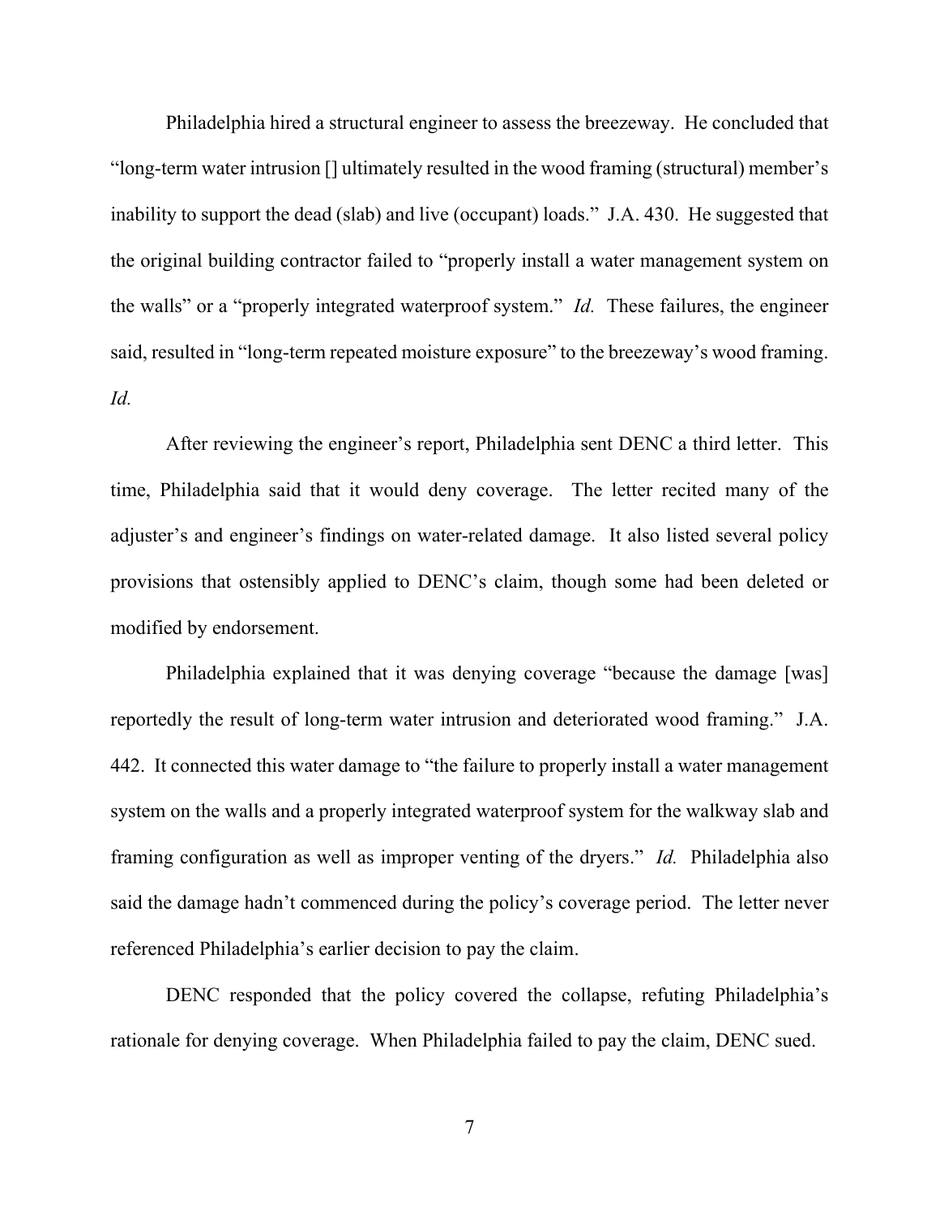Philadelphia hired a structural engineer to assess the breezeway. He concluded that "long-term water intrusion [] ultimately resulted in the wood framing (structural) member's inability to support the dead (slab) and live (occupant) loads." J.A. 430. He suggested that the original building contractor failed to "properly install a water management system on the walls" or a "properly integrated waterproof system." *Id.* These failures, the engineer said, resulted in "long-term repeated moisture exposure" to the breezeway's wood framing. *Id.*

After reviewing the engineer's report, Philadelphia sent DENC a third letter. This time, Philadelphia said that it would deny coverage. The letter recited many of the adjuster's and engineer's findings on water-related damage. It also listed several policy provisions that ostensibly applied to DENC's claim, though some had been deleted or modified by endorsement.

Philadelphia explained that it was denying coverage "because the damage [was] reportedly the result of long-term water intrusion and deteriorated wood framing." J.A. 442. It connected this water damage to "the failure to properly install a water management system on the walls and a properly integrated waterproof system for the walkway slab and framing configuration as well as improper venting of the dryers." *Id.* Philadelphia also said the damage hadn't commenced during the policy's coverage period. The letter never referenced Philadelphia's earlier decision to pay the claim.

DENC responded that the policy covered the collapse, refuting Philadelphia's rationale for denying coverage. When Philadelphia failed to pay the claim, DENC sued.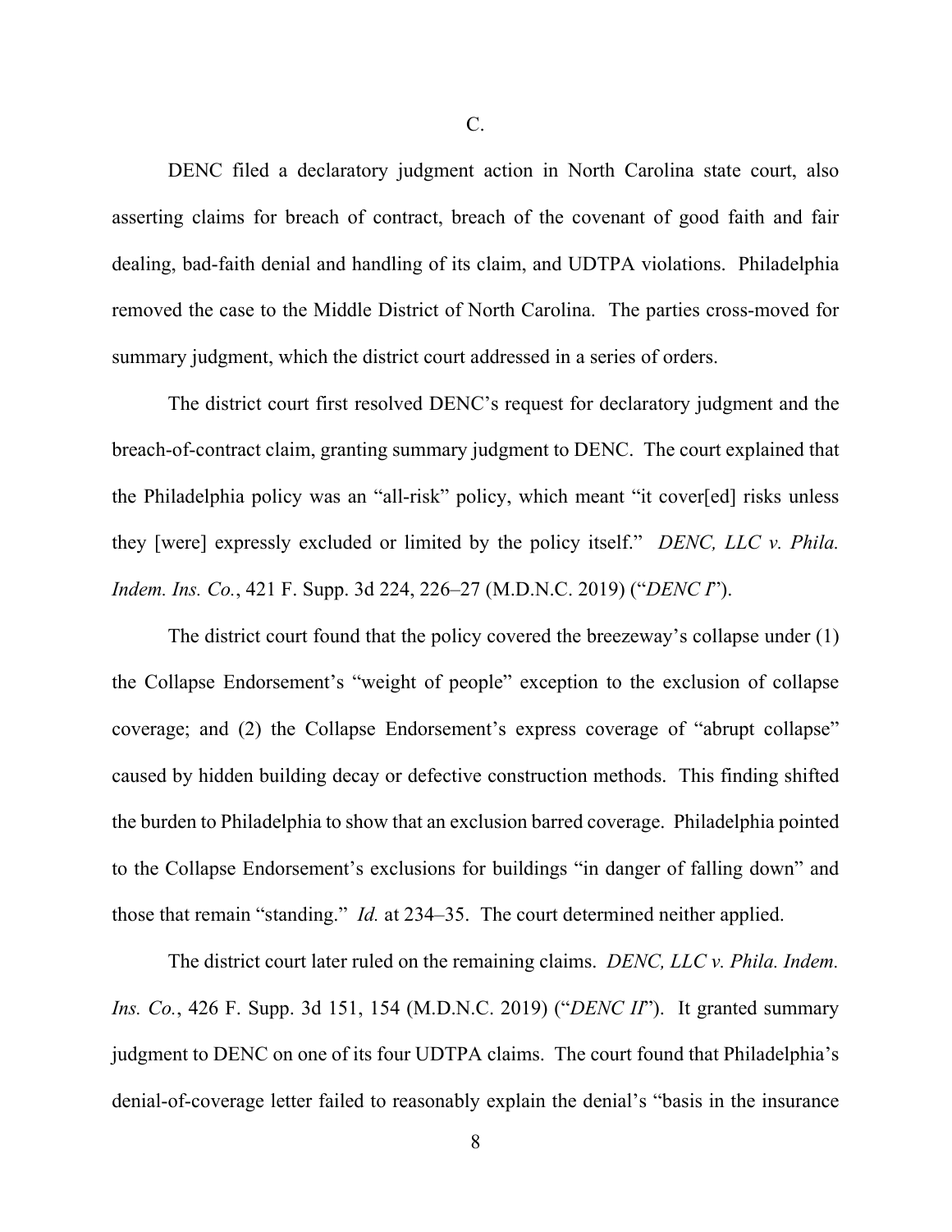C.

DENC filed a declaratory judgment action in North Carolina state court, also asserting claims for breach of contract, breach of the covenant of good faith and fair dealing, bad-faith denial and handling of its claim, and UDTPA violations. Philadelphia removed the case to the Middle District of North Carolina. The parties cross-moved for summary judgment, which the district court addressed in a series of orders.

The district court first resolved DENC's request for declaratory judgment and the breach-of-contract claim, granting summary judgment to DENC. The court explained that the Philadelphia policy was an "all-risk" policy, which meant "it cover[ed] risks unless they [were] expressly excluded or limited by the policy itself." *DENC, LLC v. Phila. Indem. Ins. Co.*, 421 F. Supp. 3d 224, 226–27 (M.D.N.C. 2019) ("*DENC I*").

The district court found that the policy covered the breezeway's collapse under (1) the Collapse Endorsement's "weight of people" exception to the exclusion of collapse coverage; and (2) the Collapse Endorsement's express coverage of "abrupt collapse" caused by hidden building decay or defective construction methods. This finding shifted the burden to Philadelphia to show that an exclusion barred coverage. Philadelphia pointed to the Collapse Endorsement's exclusions for buildings "in danger of falling down" and those that remain "standing." *Id.* at 234–35. The court determined neither applied.

The district court later ruled on the remaining claims. *DENC, LLC v. Phila. Indem. Ins. Co.*, 426 F. Supp. 3d 151, 154 (M.D.N.C. 2019) ("*DENC II*"). It granted summary judgment to DENC on one of its four UDTPA claims. The court found that Philadelphia's denial-of-coverage letter failed to reasonably explain the denial's "basis in the insurance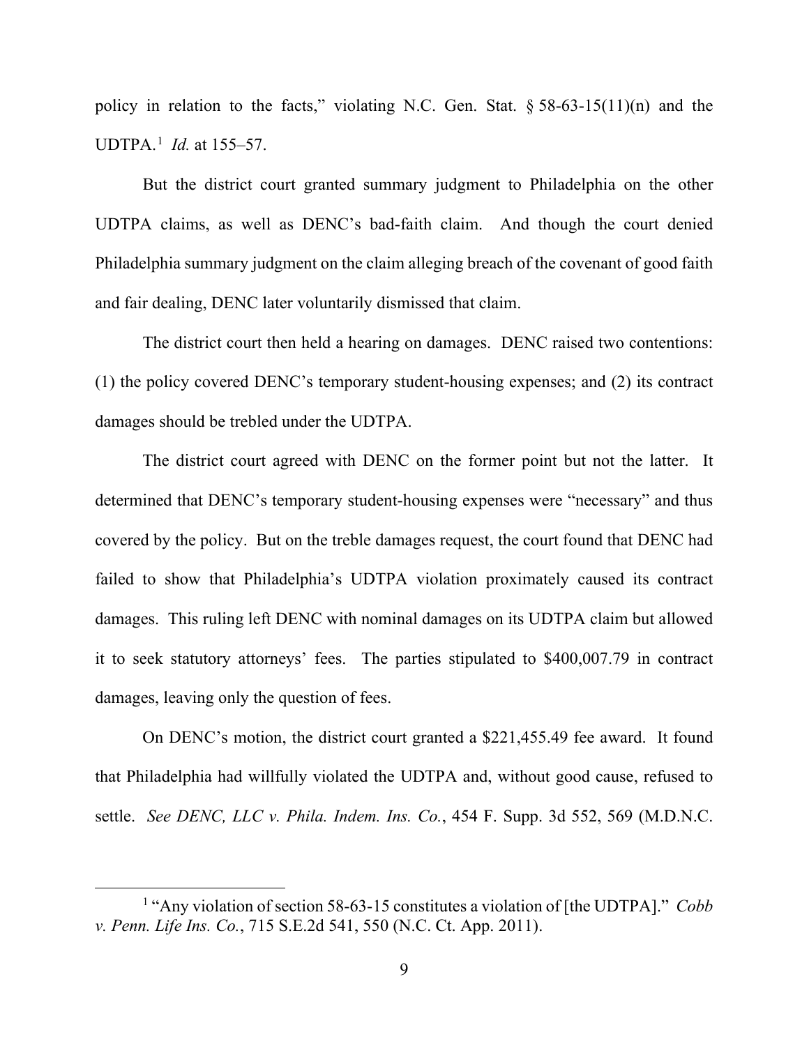policy in relation to the facts," violating N.C. Gen. Stat. § 58-63-15(11)(n) and the UDTPA.[1] *Id.* at 155–57.

But the district court granted summary judgment to Philadelphia on the other UDTPA claims, as well as DENC's bad-faith claim. And though the court denied Philadelphia summary judgment on the claim alleging breach of the covenant of good faith and fair dealing, DENC later voluntarily dismissed that claim.

The district court then held a hearing on damages. DENC raised two contentions: (1) the policy covered DENC's temporary student-housing expenses; and (2) its contract damages should be trebled under the UDTPA.

The district court agreed with DENC on the former point but not the latter. It determined that DENC's temporary student-housing expenses were "necessary" and thus covered by the policy. But on the treble damages request, the court found that DENC had failed to show that Philadelphia's UDTPA violation proximately caused its contract damages. This ruling left DENC with nominal damages on its UDTPA claim but allowed it to seek statutory attorneys' fees. The parties stipulated to $400,007.79 in contract damages, leaving only the question of fees.

On DENC's motion, the district court granted a $221,455.49 fee award. It found that Philadelphia had willfully violated the UDTPA and, without good cause, refused to settle. *See DENC, LLC v. Phila. Indem. Ins. Co.*, 454 F. Supp. 3d 552, 569 (M.D.N.C.

[1] "Any violation of section 58-63-15 constitutes a violation of [the UDTPA]." *Cobb v. Penn. Life Ins. Co.*, 715 S.E.2d 541, 550 (N.C. Ct. App. 2011).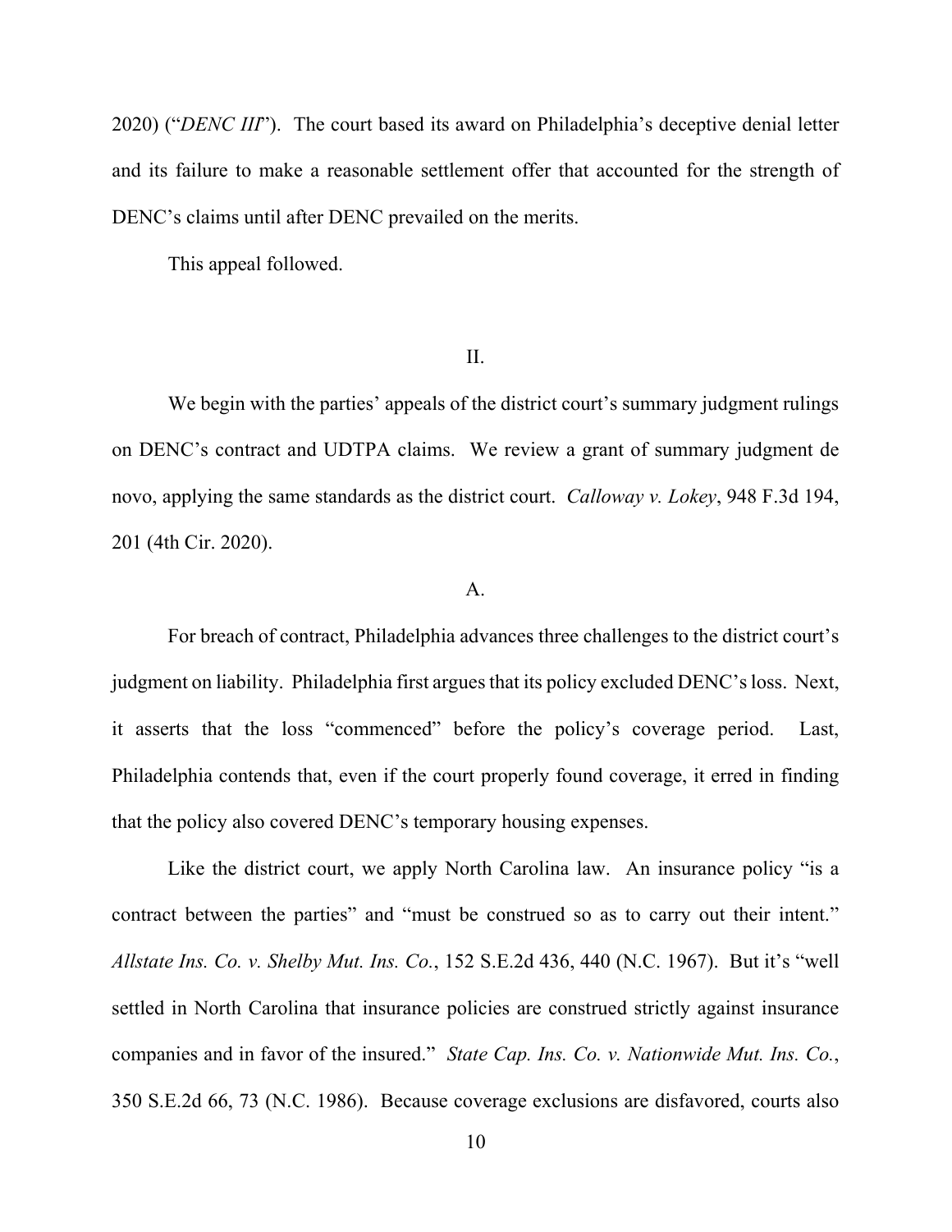2020) ("*DENC III*"). The court based its award on Philadelphia's deceptive denial letter and its failure to make a reasonable settlement offer that accounted for the strength of DENC's claims until after DENC prevailed on the merits.

This appeal followed.

## II.

We begin with the parties' appeals of the district court's summary judgment rulings on DENC's contract and UDTPA claims. We review a grant of summary judgment de novo, applying the same standards as the district court. *Calloway v. Lokey*, 948 F.3d 194, 201 (4th Cir. 2020).

### A.

For breach of contract, Philadelphia advances three challenges to the district court's judgment on liability. Philadelphia first argues that its policy excluded DENC's loss. Next, it asserts that the loss "commenced" before the policy's coverage period. Last, Philadelphia contends that, even if the court properly found coverage, it erred in finding that the policy also covered DENC's temporary housing expenses.

Like the district court, we apply North Carolina law. An insurance policy "is a contract between the parties" and "must be construed so as to carry out their intent." *Allstate Ins. Co. v. Shelby Mut. Ins. Co.*, 152 S.E.2d 436, 440 (N.C. 1967). But it's "well settled in North Carolina that insurance policies are construed strictly against insurance companies and in favor of the insured." *State Cap. Ins. Co. v. Nationwide Mut. Ins. Co.*, 350 S.E.2d 66, 73 (N.C. 1986). Because coverage exclusions are disfavored, courts also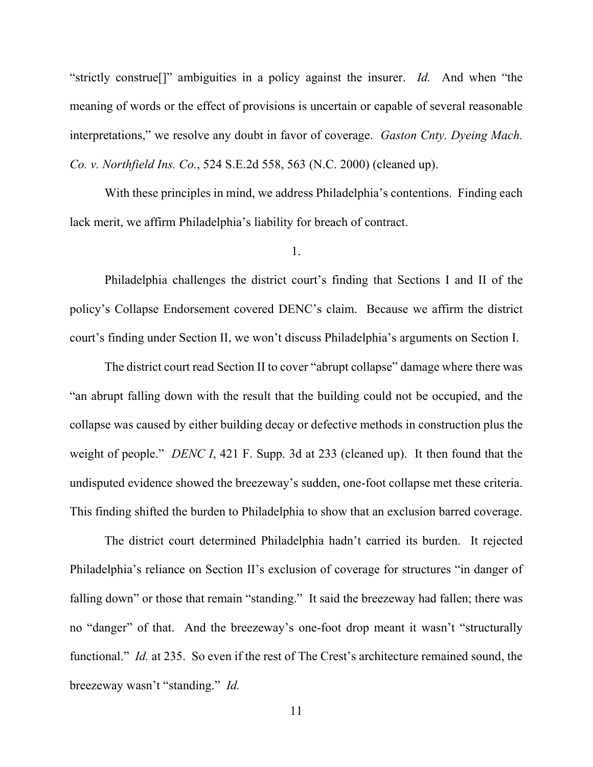"strictly construe[]" ambiguities in a policy against the insurer. *Id.* And when "the meaning of words or the effect of provisions is uncertain or capable of several reasonable interpretations," we resolve any doubt in favor of coverage. *Gaston Cnty. Dyeing Mach. Co. v. Northfield Ins. Co.*, 524 S.E.2d 558, 563 (N.C. 2000) (cleaned up).

With these principles in mind, we address Philadelphia's contentions. Finding each lack merit, we affirm Philadelphia's liability for breach of contract.

1.

Philadelphia challenges the district court's finding that Sections I and II of the policy's Collapse Endorsement covered DENC's claim. Because we affirm the district court's finding under Section II, we won't discuss Philadelphia's arguments on Section I.

The district court read Section II to cover "abrupt collapse" damage where there was "an abrupt falling down with the result that the building could not be occupied, and the collapse was caused by either building decay or defective methods in construction plus the weight of people." *DENC I*, 421 F. Supp. 3d at 233 (cleaned up). It then found that the undisputed evidence showed the breezeway's sudden, one-foot collapse met these criteria. This finding shifted the burden to Philadelphia to show that an exclusion barred coverage.

The district court determined Philadelphia hadn't carried its burden. It rejected Philadelphia's reliance on Section II's exclusion of coverage for structures "in danger of falling down" or those that remain "standing." It said the breezeway had fallen; there was no "danger" of that. And the breezeway's one-foot drop meant it wasn't "structurally functional." *Id.* at 235. So even if the rest of The Crest's architecture remained sound, the breezeway wasn't "standing." *Id.*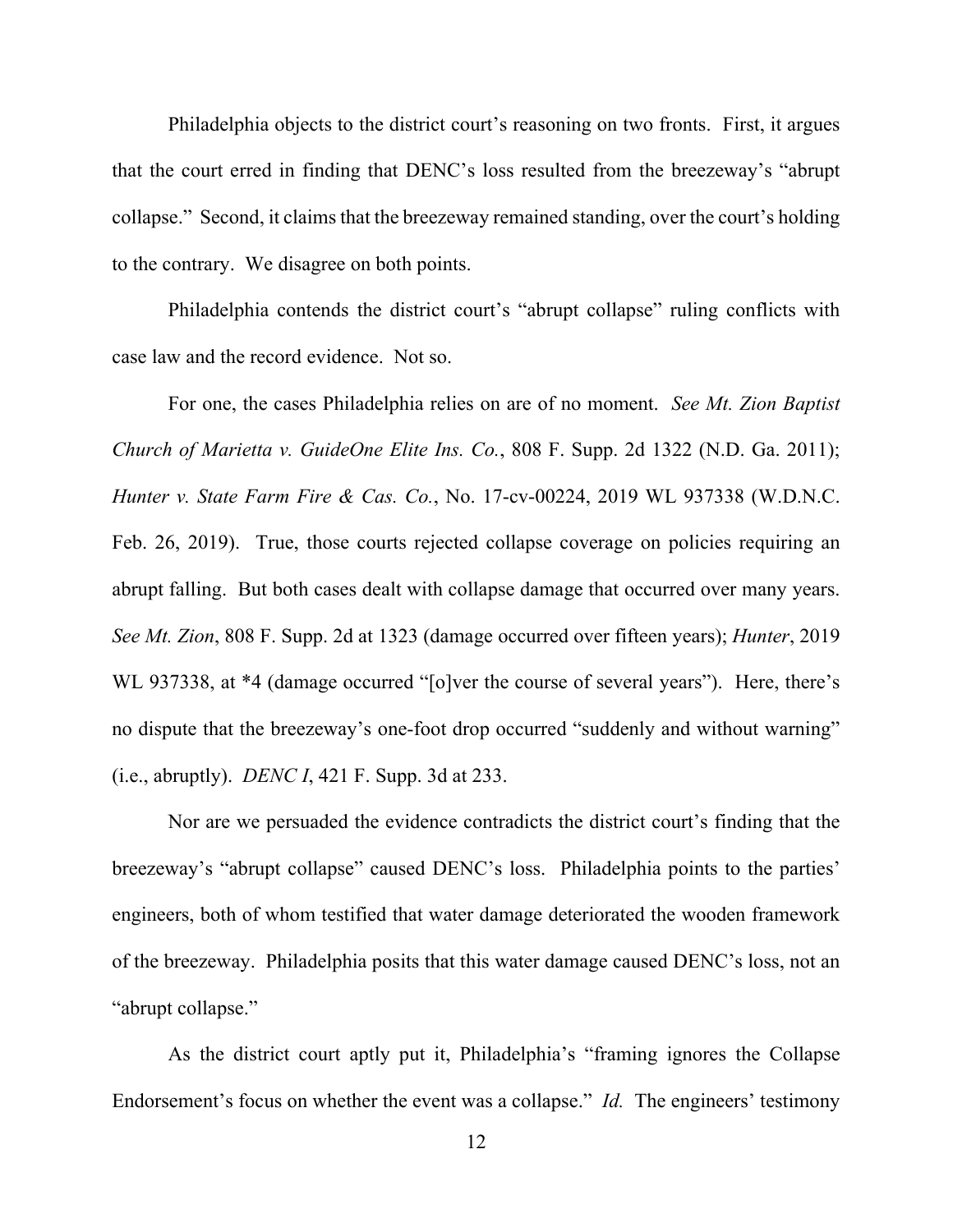Philadelphia objects to the district court's reasoning on two fronts. First, it argues that the court erred in finding that DENC's loss resulted from the breezeway's "abrupt collapse." Second, it claims that the breezeway remained standing, over the court's holding to the contrary. We disagree on both points.

Philadelphia contends the district court's "abrupt collapse" ruling conflicts with case law and the record evidence. Not so.

For one, the cases Philadelphia relies on are of no moment. *See Mt. Zion Baptist Church of Marietta v. GuideOne Elite Ins. Co.*, 808 F. Supp. 2d 1322 (N.D. Ga. 2011); *Hunter v. State Farm Fire & Cas. Co.*, No. 17-cv-00224, 2019 WL 937338 (W.D.N.C. Feb. 26, 2019). True, those courts rejected collapse coverage on policies requiring an abrupt falling. But both cases dealt with collapse damage that occurred over many years. *See Mt. Zion*, 808 F. Supp. 2d at 1323 (damage occurred over fifteen years); *Hunter*, 2019 WL 937338, at *4 (damage occurred "[o]ver the course of several years"). Here, there's no dispute that the breezeway's one-foot drop occurred "suddenly and without warning" (i.e., abruptly). *DENC I*, 421 F. Supp. 3d at 233.

Nor are we persuaded the evidence contradicts the district court's finding that the breezeway's "abrupt collapse" caused DENC's loss. Philadelphia points to the parties' engineers, both of whom testified that water damage deteriorated the wooden framework of the breezeway. Philadelphia posits that this water damage caused DENC's loss, not an "abrupt collapse."

As the district court aptly put it, Philadelphia's "framing ignores the Collapse Endorsement's focus on whether the event was a collapse." *Id.* The engineers' testimony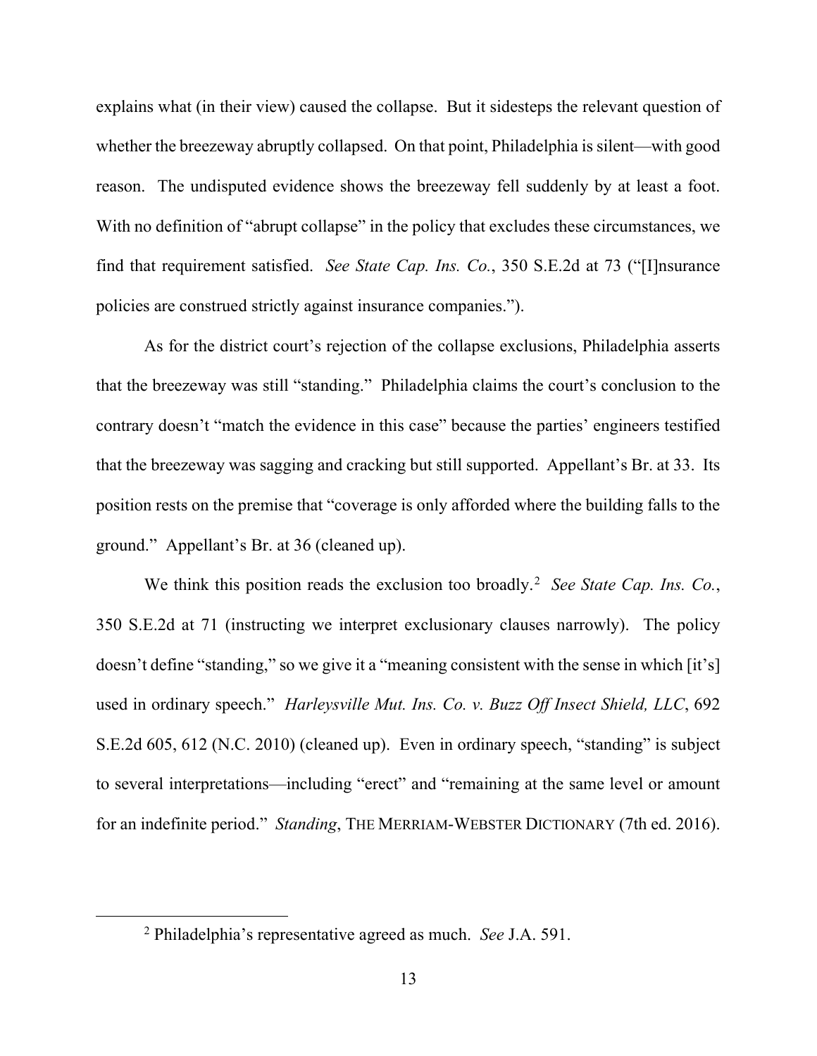explains what (in their view) caused the collapse. But it sidesteps the relevant question of whether the breezeway abruptly collapsed. On that point, Philadelphia is silent—with good reason. The undisputed evidence shows the breezeway fell suddenly by at least a foot. With no definition of "abrupt collapse" in the policy that excludes these circumstances, we find that requirement satisfied. *See State Cap. Ins. Co.*, 350 S.E.2d at 73 ("[I]nsurance policies are construed strictly against insurance companies.").

As for the district court's rejection of the collapse exclusions, Philadelphia asserts that the breezeway was still "standing." Philadelphia claims the court's conclusion to the contrary doesn't "match the evidence in this case" because the parties' engineers testified that the breezeway was sagging and cracking but still supported. Appellant's Br. at 33. Its position rests on the premise that "coverage is only afforded where the building falls to the ground." Appellant's Br. at 36 (cleaned up).

We think this position reads the exclusion too broadly.[2] *See State Cap. Ins. Co.*, 350 S.E.2d at 71 (instructing we interpret exclusionary clauses narrowly). The policy doesn't define "standing," so we give it a "meaning consistent with the sense in which [it's] used in ordinary speech." *Harleysville Mut. Ins. Co. v. Buzz Off Insect Shield, LLC*, 692 S.E.2d 605, 612 (N.C. 2010) (cleaned up). Even in ordinary speech, "standing" is subject to several interpretations—including "erect" and "remaining at the same level or amount for an indefinite period." *Standing*, THE MERRIAM-WEBSTER DICTIONARY (7th ed. 2016).

---

[2] Philadelphia's representative agreed as much. *See* J.A. 591.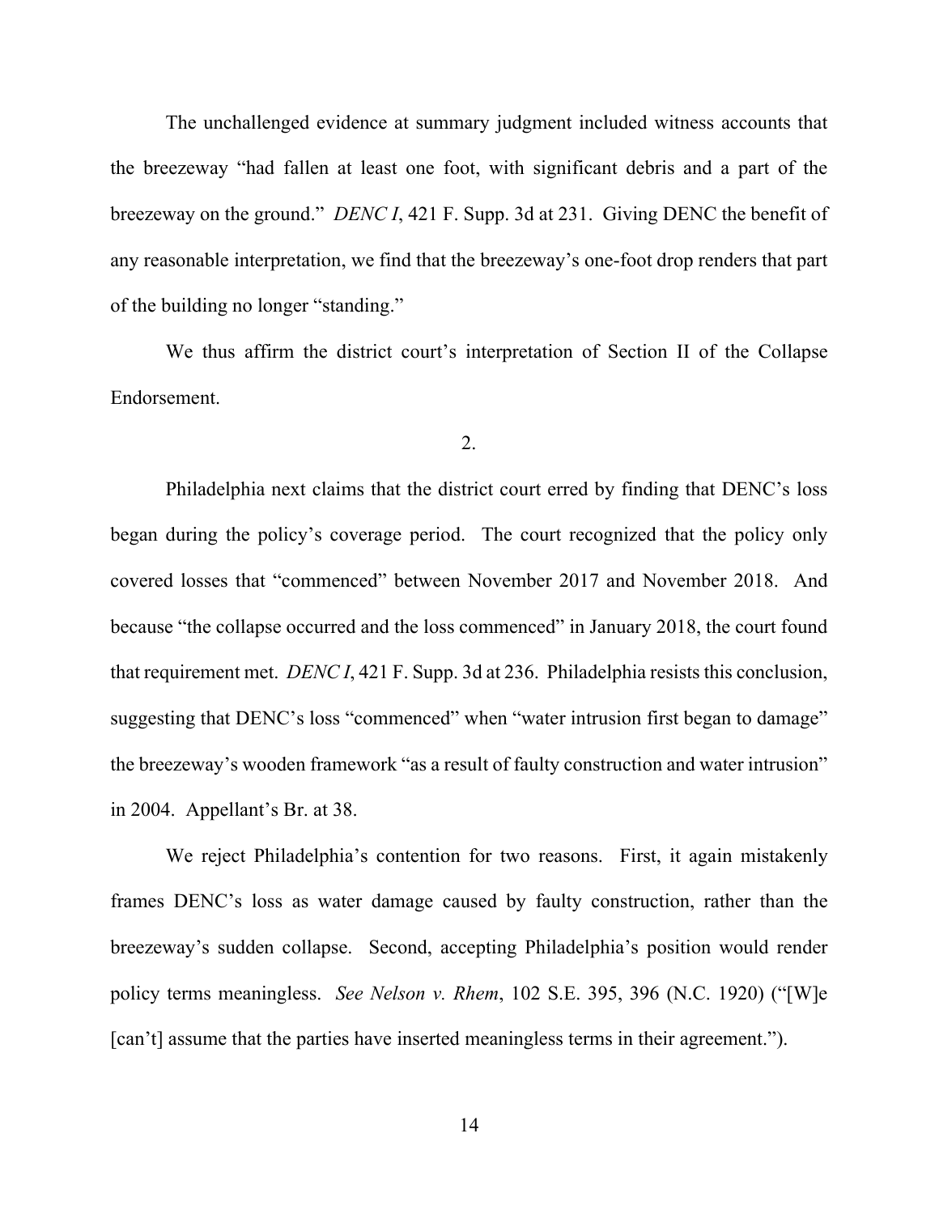The unchallenged evidence at summary judgment included witness accounts that the breezeway "had fallen at least one foot, with significant debris and a part of the breezeway on the ground." *DENC I*, 421 F. Supp. 3d at 231. Giving DENC the benefit of any reasonable interpretation, we find that the breezeway's one-foot drop renders that part of the building no longer "standing."

We thus affirm the district court's interpretation of Section II of the Collapse Endorsement.

2.

Philadelphia next claims that the district court erred by finding that DENC's loss began during the policy's coverage period. The court recognized that the policy only covered losses that "commenced" between November 2017 and November 2018. And because "the collapse occurred and the loss commenced" in January 2018, the court found that requirement met. *DENC I*, 421 F. Supp. 3d at 236. Philadelphia resists this conclusion, suggesting that DENC's loss "commenced" when "water intrusion first began to damage" the breezeway's wooden framework "as a result of faulty construction and water intrusion" in 2004. Appellant's Br. at 38.

We reject Philadelphia's contention for two reasons. First, it again mistakenly frames DENC's loss as water damage caused by faulty construction, rather than the breezeway's sudden collapse. Second, accepting Philadelphia's position would render policy terms meaningless. *See Nelson v. Rhem*, 102 S.E. 395, 396 (N.C. 1920) ("[W]e [can't] assume that the parties have inserted meaningless terms in their agreement.").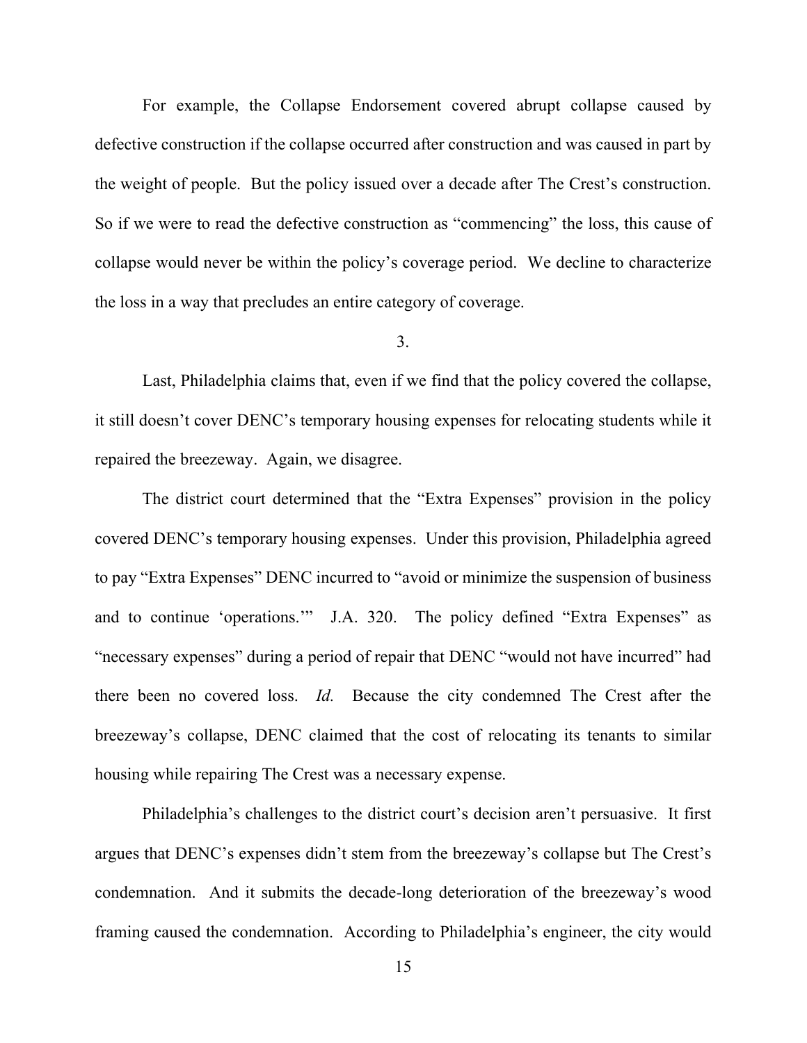For example, the Collapse Endorsement covered abrupt collapse caused by defective construction if the collapse occurred after construction and was caused in part by the weight of people. But the policy issued over a decade after The Crest's construction. So if we were to read the defective construction as "commencing" the loss, this cause of collapse would never be within the policy's coverage period. We decline to characterize the loss in a way that precludes an entire category of coverage.

3.

Last, Philadelphia claims that, even if we find that the policy covered the collapse, it still doesn't cover DENC's temporary housing expenses for relocating students while it repaired the breezeway. Again, we disagree.

The district court determined that the "Extra Expenses" provision in the policy covered DENC's temporary housing expenses. Under this provision, Philadelphia agreed to pay "Extra Expenses" DENC incurred to "avoid or minimize the suspension of business and to continue 'operations.'" J.A. 320. The policy defined "Extra Expenses" as "necessary expenses" during a period of repair that DENC "would not have incurred" had there been no covered loss. *Id.* Because the city condemned The Crest after the breezeway's collapse, DENC claimed that the cost of relocating its tenants to similar housing while repairing The Crest was a necessary expense.

Philadelphia's challenges to the district court's decision aren't persuasive. It first argues that DENC's expenses didn't stem from the breezeway's collapse but The Crest's condemnation. And it submits the decade-long deterioration of the breezeway's wood framing caused the condemnation. According to Philadelphia's engineer, the city would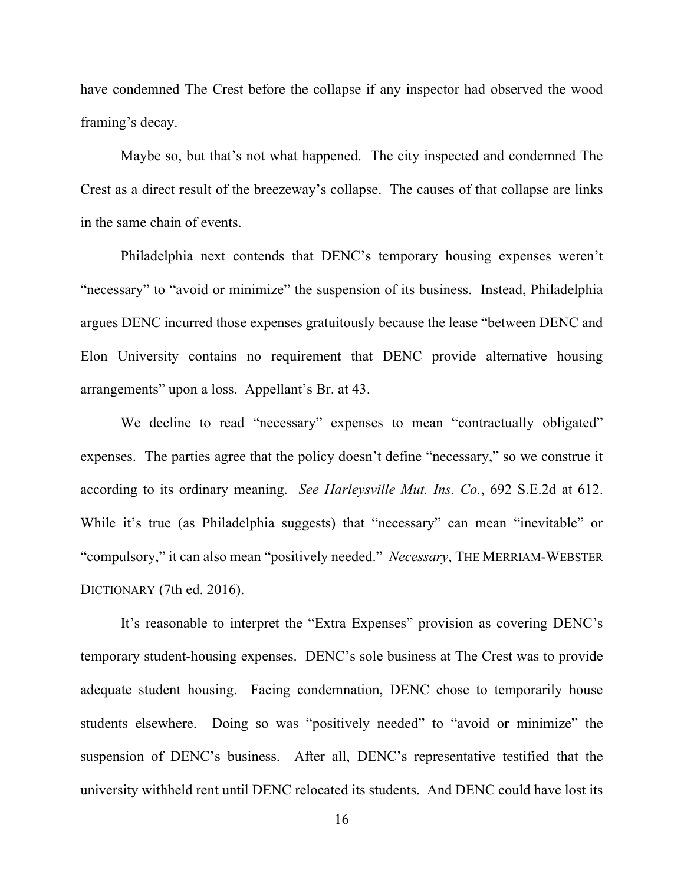have condemned The Crest before the collapse if any inspector had observed the wood framing's decay.

Maybe so, but that's not what happened. The city inspected and condemned The Crest as a direct result of the breezeway's collapse. The causes of that collapse are links in the same chain of events.

Philadelphia next contends that DENC's temporary housing expenses weren't "necessary" to "avoid or minimize" the suspension of its business. Instead, Philadelphia argues DENC incurred those expenses gratuitously because the lease "between DENC and Elon University contains no requirement that DENC provide alternative housing arrangements" upon a loss. Appellant's Br. at 43.

We decline to read "necessary" expenses to mean "contractually obligated" expenses. The parties agree that the policy doesn't define "necessary," so we construe it according to its ordinary meaning. *See Harleysville Mut. Ins. Co.*, 692 S.E.2d at 612. While it's true (as Philadelphia suggests) that "necessary" can mean "inevitable" or "compulsory," it can also mean "positively needed." *Necessary*, THE MERRIAM-WEBSTER DICTIONARY (7th ed. 2016).

It's reasonable to interpret the "Extra Expenses" provision as covering DENC's temporary student-housing expenses. DENC's sole business at The Crest was to provide adequate student housing. Facing condemnation, DENC chose to temporarily house students elsewhere. Doing so was "positively needed" to "avoid or minimize" the suspension of DENC's business. After all, DENC's representative testified that the university withheld rent until DENC relocated its students. And DENC could have lost its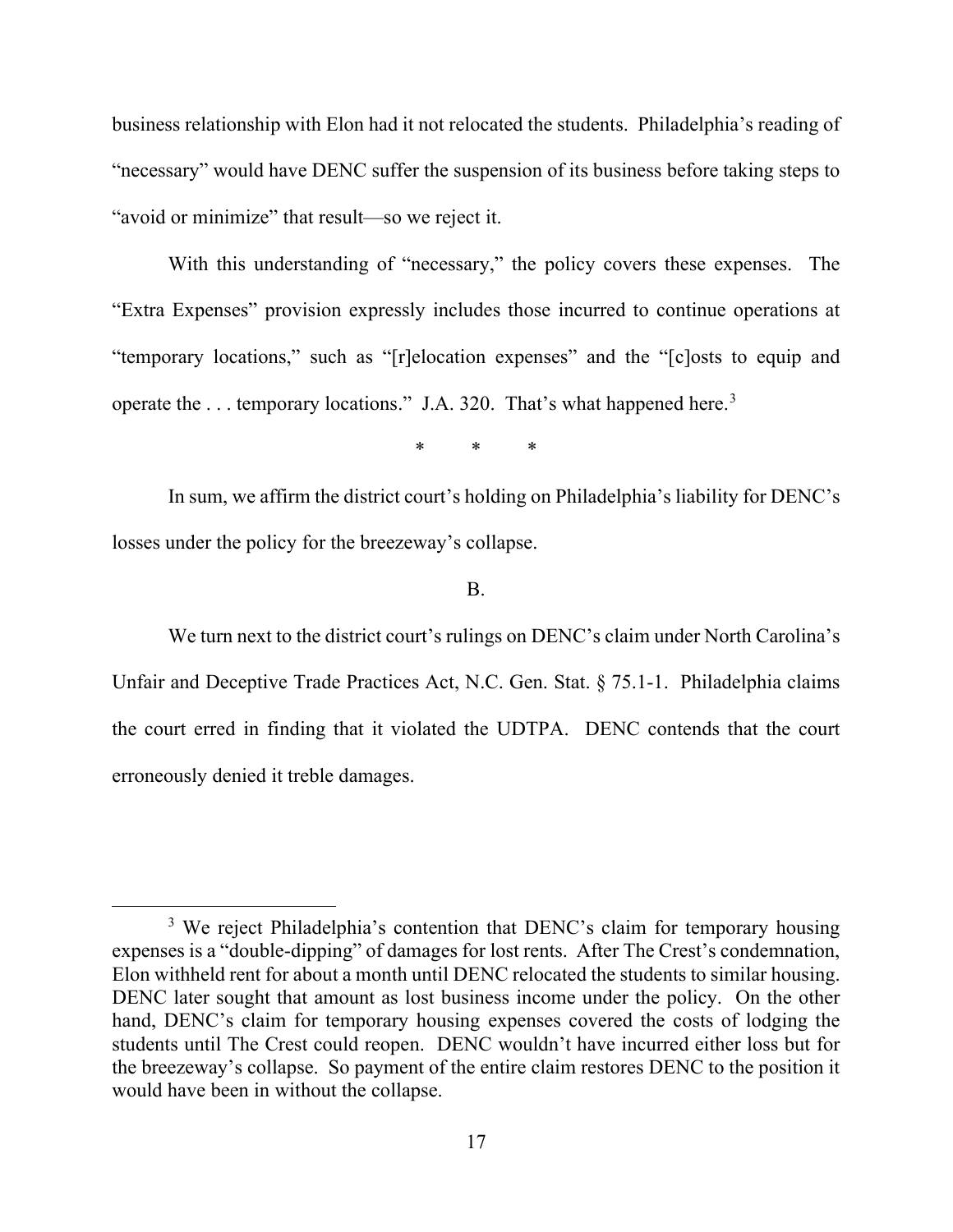business relationship with Elon had it not relocated the students. Philadelphia's reading of "necessary" would have DENC suffer the suspension of its business before taking steps to "avoid or minimize" that result—so we reject it.

With this understanding of "necessary," the policy covers these expenses. The "Extra Expenses" provision expressly includes those incurred to continue operations at "temporary locations," such as "[r]elocation expenses" and the "[c]osts to equip and operate the . . . temporary locations." J.A. 320. That's what happened here.[3]

\* \* \*

In sum, we affirm the district court's holding on Philadelphia's liability for DENC's losses under the policy for the breezeway's collapse.

B.

We turn next to the district court's rulings on DENC's claim under North Carolina's Unfair and Deceptive Trade Practices Act, N.C. Gen. Stat. § 75.1-1. Philadelphia claims the court erred in finding that it violated the UDTPA. DENC contends that the court erroneously denied it treble damages.

---

[3] We reject Philadelphia's contention that DENC's claim for temporary housing expenses is a "double-dipping" of damages for lost rents. After The Crest's condemnation, Elon withheld rent for about a month until DENC relocated the students to similar housing. DENC later sought that amount as lost business income under the policy. On the other hand, DENC's claim for temporary housing expenses covered the costs of lodging the students until The Crest could reopen. DENC wouldn't have incurred either loss but for the breezeway's collapse. So payment of the entire claim restores DENC to the position it would have been in without the collapse.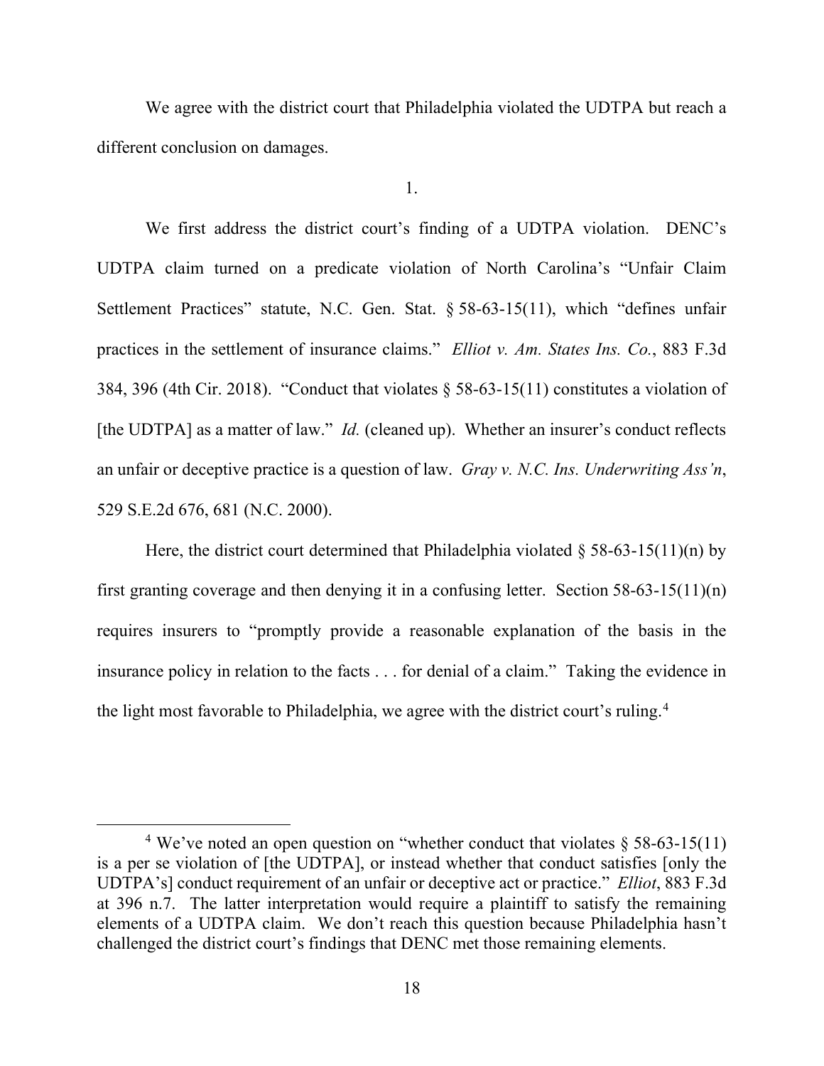We agree with the district court that Philadelphia violated the UDTPA but reach a different conclusion on damages.

1.

We first address the district court's finding of a UDTPA violation. DENC's UDTPA claim turned on a predicate violation of North Carolina's "Unfair Claim Settlement Practices" statute, N.C. Gen. Stat. § 58-63-15(11), which "defines unfair practices in the settlement of insurance claims." *Elliot v. Am. States Ins. Co.*, 883 F.3d 384, 396 (4th Cir. 2018). "Conduct that violates § 58-63-15(11) constitutes a violation of [the UDTPA] as a matter of law." *Id.* (cleaned up). Whether an insurer's conduct reflects an unfair or deceptive practice is a question of law. *Gray v. N.C. Ins. Underwriting Ass'n*, 529 S.E.2d 676, 681 (N.C. 2000).

Here, the district court determined that Philadelphia violated § 58-63-15(11)(n) by first granting coverage and then denying it in a confusing letter. Section 58-63-15(11)(n) requires insurers to "promptly provide a reasonable explanation of the basis in the insurance policy in relation to the facts . . . for denial of a claim." Taking the evidence in the light most favorable to Philadelphia, we agree with the district court's ruling.[4]

[4] We've noted an open question on "whether conduct that violates § 58-63-15(11) is a per se violation of [the UDTPA], or instead whether that conduct satisfies [only the UDTPA's] conduct requirement of an unfair or deceptive act or practice." *Elliot*, 883 F.3d at 396 n.7. The latter interpretation would require a plaintiff to satisfy the remaining elements of a UDTPA claim. We don't reach this question because Philadelphia hasn't challenged the district court's findings that DENC met those remaining elements.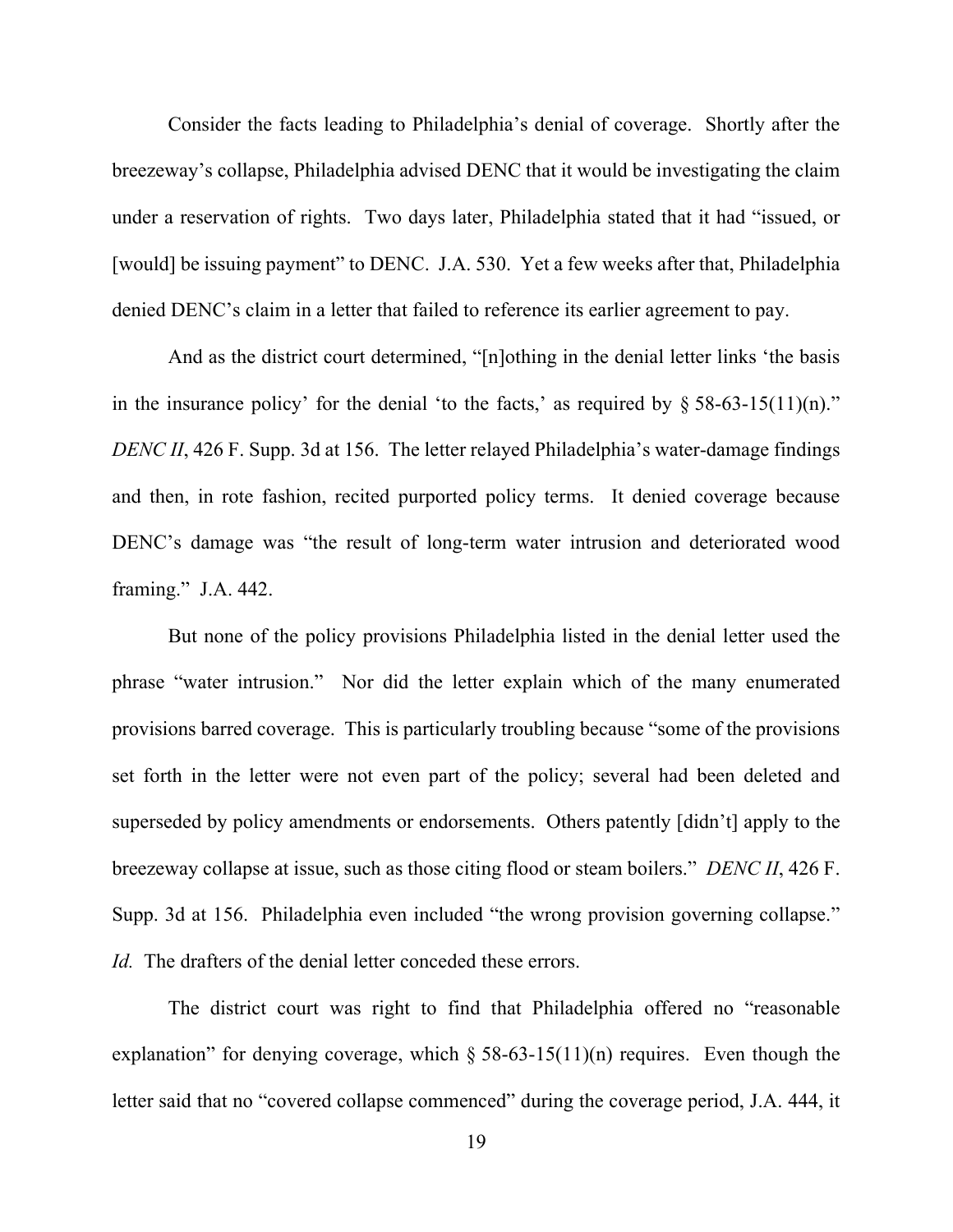Consider the facts leading to Philadelphia's denial of coverage. Shortly after the breezeway's collapse, Philadelphia advised DENC that it would be investigating the claim under a reservation of rights. Two days later, Philadelphia stated that it had "issued, or [would] be issuing payment" to DENC. J.A. 530. Yet a few weeks after that, Philadelphia denied DENC's claim in a letter that failed to reference its earlier agreement to pay.

And as the district court determined, "[n]othing in the denial letter links 'the basis in the insurance policy' for the denial 'to the facts,' as required by § 58-63-15(11)(n)." *DENC II*, 426 F. Supp. 3d at 156. The letter relayed Philadelphia's water-damage findings and then, in rote fashion, recited purported policy terms. It denied coverage because DENC's damage was "the result of long-term water intrusion and deteriorated wood framing." J.A. 442.

But none of the policy provisions Philadelphia listed in the denial letter used the phrase "water intrusion." Nor did the letter explain which of the many enumerated provisions barred coverage. This is particularly troubling because "some of the provisions set forth in the letter were not even part of the policy; several had been deleted and superseded by policy amendments or endorsements. Others patently [didn't] apply to the breezeway collapse at issue, such as those citing flood or steam boilers." *DENC II*, 426 F. Supp. 3d at 156. Philadelphia even included "the wrong provision governing collapse." *Id.* The drafters of the denial letter conceded these errors.

The district court was right to find that Philadelphia offered no "reasonable explanation" for denying coverage, which § 58-63-15(11)(n) requires. Even though the letter said that no "covered collapse commenced" during the coverage period, J.A. 444, it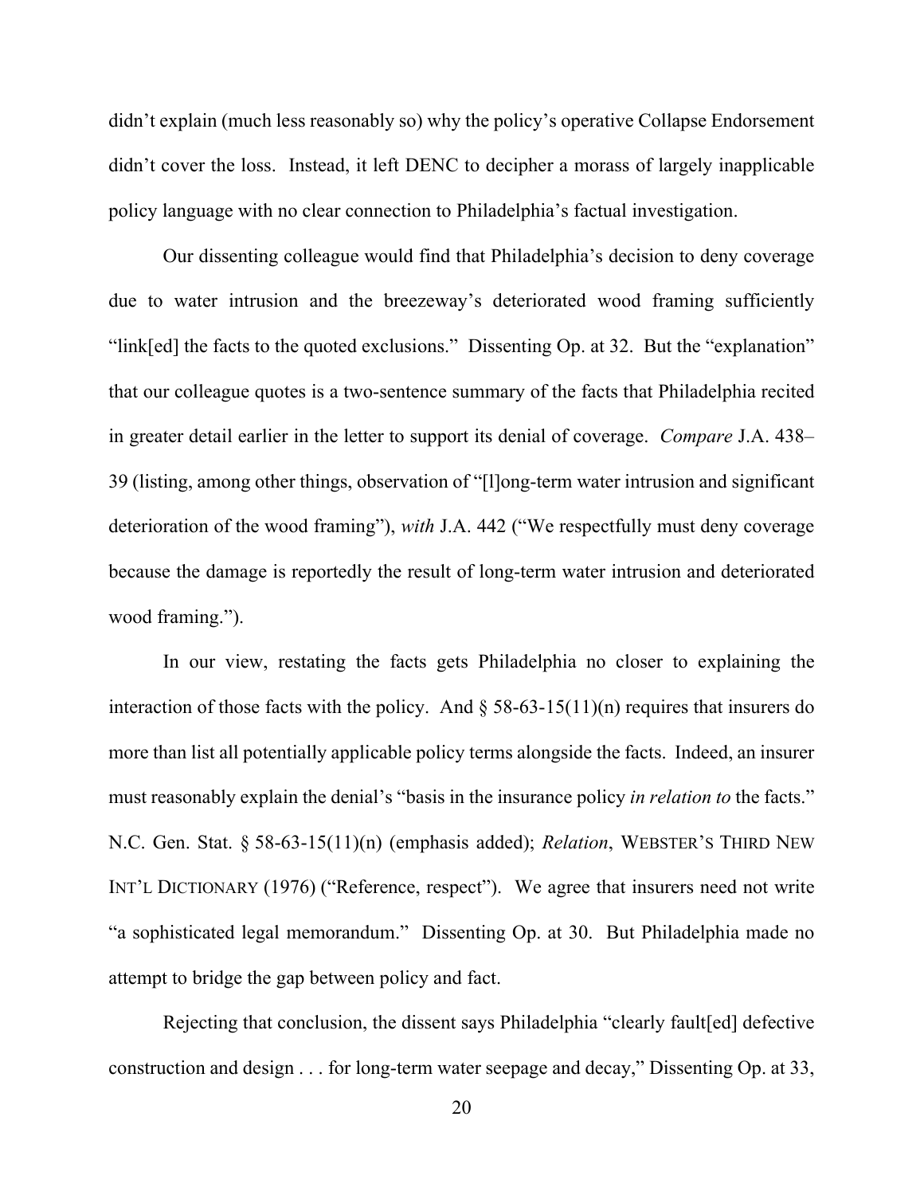didn't explain (much less reasonably so) why the policy's operative Collapse Endorsement didn't cover the loss. Instead, it left DENC to decipher a morass of largely inapplicable policy language with no clear connection to Philadelphia's factual investigation.

Our dissenting colleague would find that Philadelphia's decision to deny coverage due to water intrusion and the breezeway's deteriorated wood framing sufficiently "link[ed] the facts to the quoted exclusions." Dissenting Op. at 32. But the "explanation" that our colleague quotes is a two-sentence summary of the facts that Philadelphia recited in greater detail earlier in the letter to support its denial of coverage. *Compare* J.A. 438–39 (listing, among other things, observation of "[l]ong-term water intrusion and significant deterioration of the wood framing"), *with* J.A. 442 ("We respectfully must deny coverage because the damage is reportedly the result of long-term water intrusion and deteriorated wood framing.").

In our view, restating the facts gets Philadelphia no closer to explaining the interaction of those facts with the policy. And § 58-63-15(11)(n) requires that insurers do more than list all potentially applicable policy terms alongside the facts. Indeed, an insurer must reasonably explain the denial's "basis in the insurance policy *in relation to* the facts." N.C. Gen. Stat. § 58-63-15(11)(n) (emphasis added); *Relation*, WEBSTER'S THIRD NEW INT'L DICTIONARY (1976) ("Reference, respect"). We agree that insurers need not write "a sophisticated legal memorandum." Dissenting Op. at 30. But Philadelphia made no attempt to bridge the gap between policy and fact.

Rejecting that conclusion, the dissent says Philadelphia "clearly fault[ed] defective construction and design . . . for long-term water seepage and decay," Dissenting Op. at 33,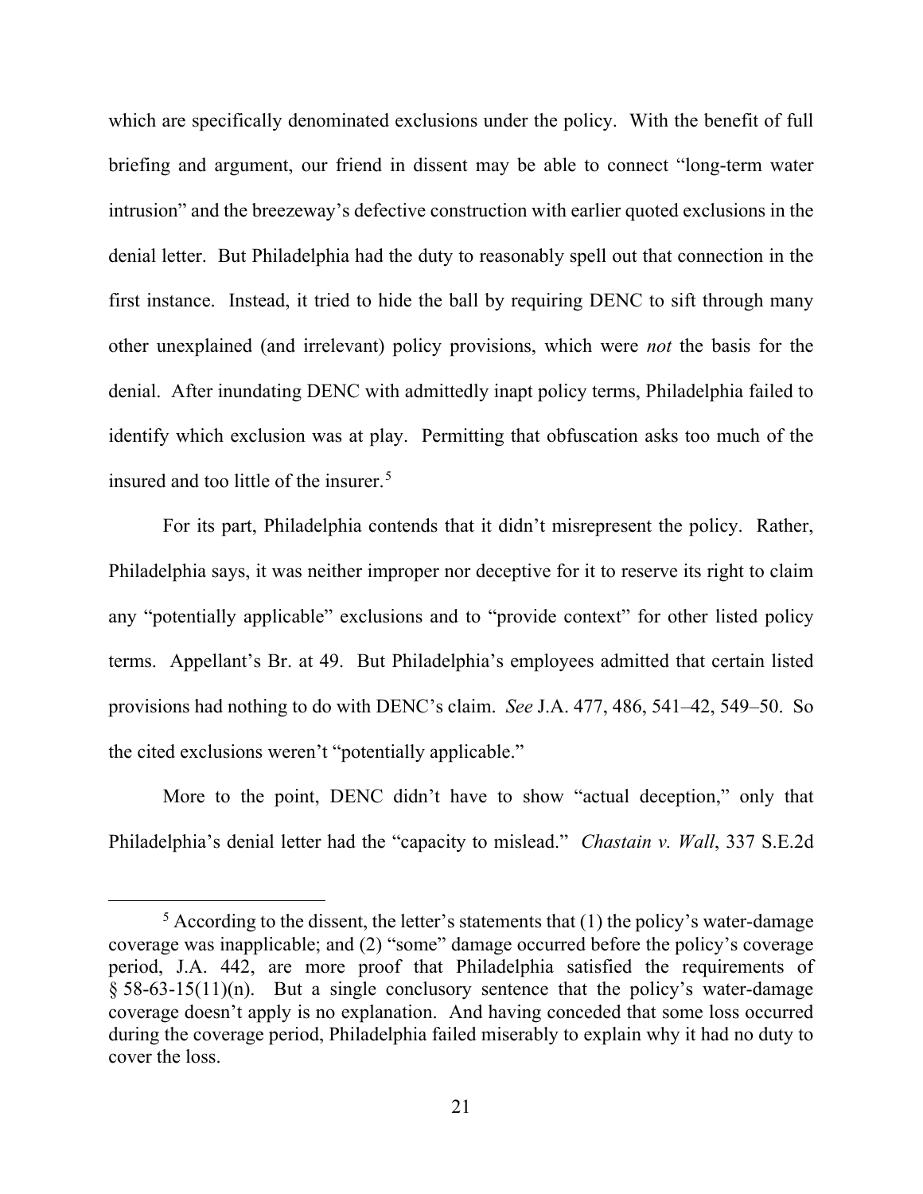which are specifically denominated exclusions under the policy. With the benefit of full briefing and argument, our friend in dissent may be able to connect "long-term water intrusion" and the breezeway's defective construction with earlier quoted exclusions in the denial letter. But Philadelphia had the duty to reasonably spell out that connection in the first instance. Instead, it tried to hide the ball by requiring DENC to sift through many other unexplained (and irrelevant) policy provisions, which were *not* the basis for the denial. After inundating DENC with admittedly inapt policy terms, Philadelphia failed to identify which exclusion was at play. Permitting that obfuscation asks too much of the insured and too little of the insurer.[5]

For its part, Philadelphia contends that it didn't misrepresent the policy. Rather, Philadelphia says, it was neither improper nor deceptive for it to reserve its right to claim any "potentially applicable" exclusions and to "provide context" for other listed policy terms. Appellant's Br. at 49. But Philadelphia's employees admitted that certain listed provisions had nothing to do with DENC's claim. *See* J.A. 477, 486, 541–42, 549–50. So the cited exclusions weren't "potentially applicable."

More to the point, DENC didn't have to show "actual deception," only that Philadelphia's denial letter had the "capacity to mislead." *Chastain v. Wall*, 337 S.E.2d

[5] According to the dissent, the letter's statements that (1) the policy's water-damage coverage was inapplicable; and (2) "some" damage occurred before the policy's coverage period, J.A. 442, are more proof that Philadelphia satisfied the requirements of § 58-63-15(11)(n). But a single conclusory sentence that the policy's water-damage coverage doesn't apply is no explanation. And having conceded that some loss occurred during the coverage period, Philadelphia failed miserably to explain why it had no duty to cover the loss.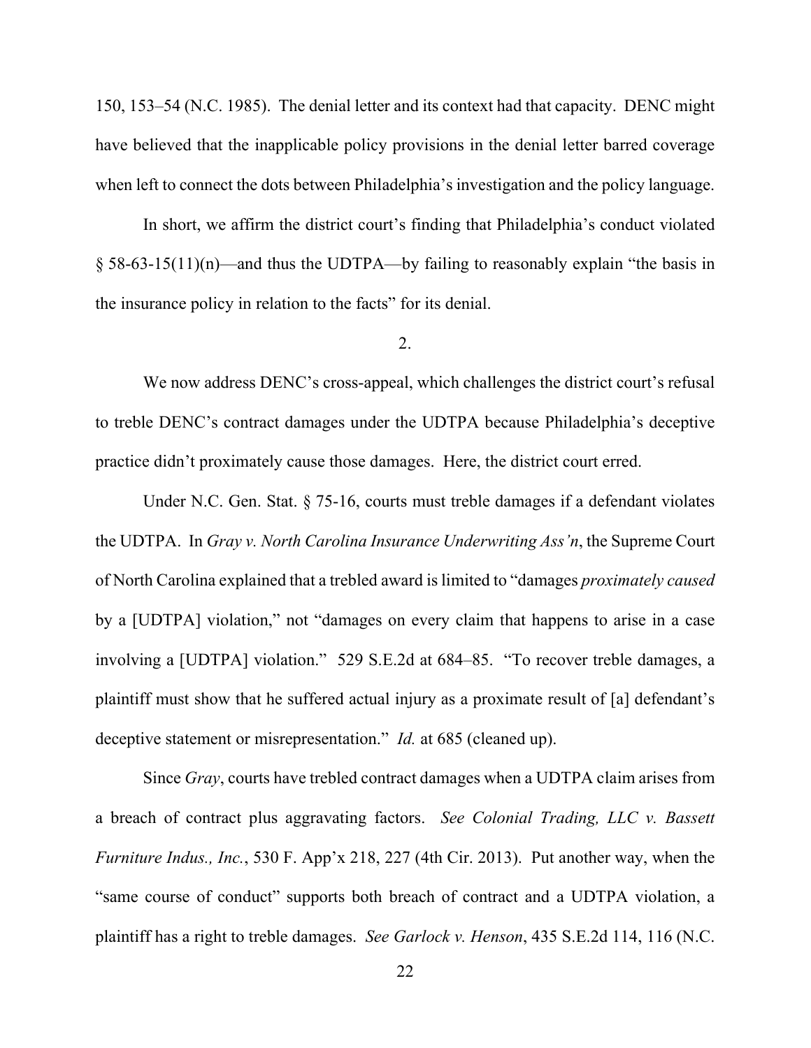150, 153–54 (N.C. 1985). The denial letter and its context had that capacity. DENC might have believed that the inapplicable policy provisions in the denial letter barred coverage when left to connect the dots between Philadelphia's investigation and the policy language.

In short, we affirm the district court's finding that Philadelphia's conduct violated § 58-63-15(11)(n)—and thus the UDTPA—by failing to reasonably explain "the basis in the insurance policy in relation to the facts" for its denial.

2.

We now address DENC's cross-appeal, which challenges the district court's refusal to treble DENC's contract damages under the UDTPA because Philadelphia's deceptive practice didn't proximately cause those damages. Here, the district court erred.

Under N.C. Gen. Stat. § 75-16, courts must treble damages if a defendant violates the UDTPA. In *Gray v. North Carolina Insurance Underwriting Ass'n*, the Supreme Court of North Carolina explained that a trebled award is limited to "damages *proximately caused* by a [UDTPA] violation," not "damages on every claim that happens to arise in a case involving a [UDTPA] violation." 529 S.E.2d at 684–85. "To recover treble damages, a plaintiff must show that he suffered actual injury as a proximate result of [a] defendant's deceptive statement or misrepresentation." *Id.* at 685 (cleaned up).

Since *Gray*, courts have trebled contract damages when a UDTPA claim arises from a breach of contract plus aggravating factors. *See Colonial Trading, LLC v. Bassett Furniture Indus., Inc.*, 530 F. App'x 218, 227 (4th Cir. 2013). Put another way, when the "same course of conduct" supports both breach of contract and a UDTPA violation, a plaintiff has a right to treble damages. *See Garlock v. Henson*, 435 S.E.2d 114, 116 (N.C.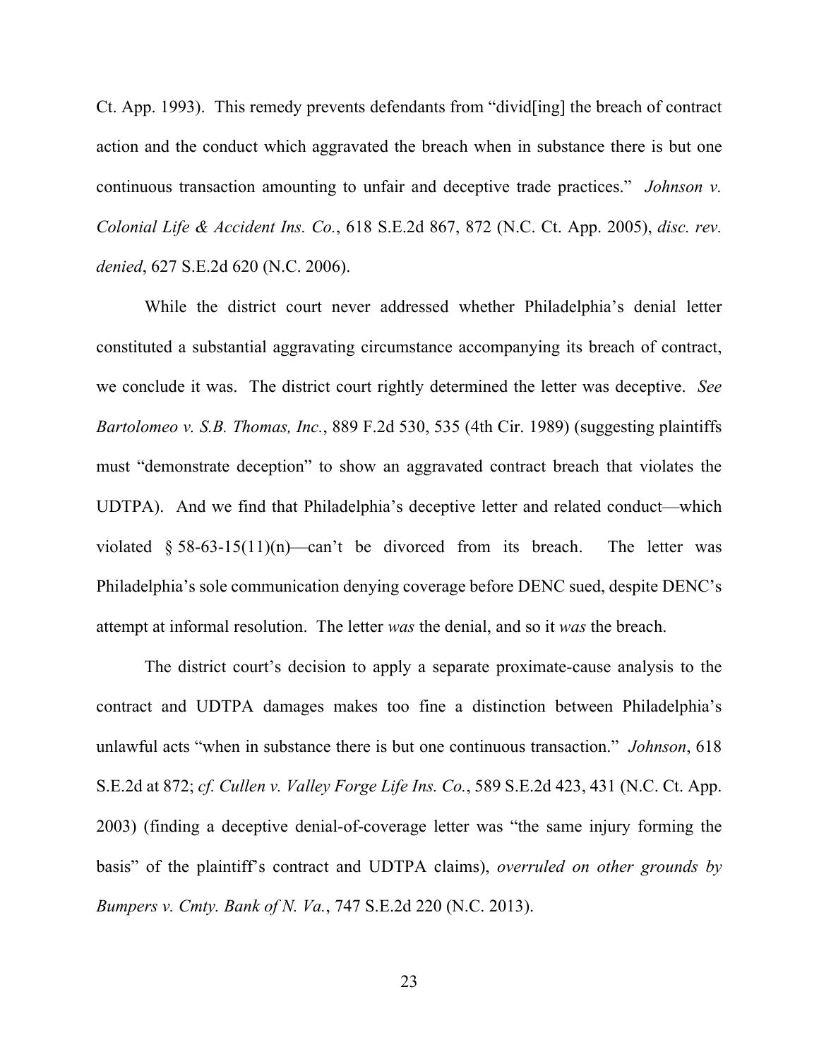Ct. App. 1993). This remedy prevents defendants from "divid[ing] the breach of contract action and the conduct which aggravated the breach when in substance there is but one continuous transaction amounting to unfair and deceptive trade practices." *Johnson v. Colonial Life & Accident Ins. Co.*, 618 S.E.2d 867, 872 (N.C. Ct. App. 2005), *disc. rev. denied*, 627 S.E.2d 620 (N.C. 2006).

While the district court never addressed whether Philadelphia's denial letter constituted a substantial aggravating circumstance accompanying its breach of contract, we conclude it was. The district court rightly determined the letter was deceptive. *See Bartolomeo v. S.B. Thomas, Inc.*, 889 F.2d 530, 535 (4th Cir. 1989) (suggesting plaintiffs must "demonstrate deception" to show an aggravated contract breach that violates the UDTPA). And we find that Philadelphia's deceptive letter and related conduct—which violated § 58-63-15(11)(n)—can't be divorced from its breach. The letter was Philadelphia's sole communication denying coverage before DENC sued, despite DENC's attempt at informal resolution. The letter *was* the denial, and so it *was* the breach.

The district court's decision to apply a separate proximate-cause analysis to the contract and UDTPA damages makes too fine a distinction between Philadelphia's unlawful acts "when in substance there is but one continuous transaction." *Johnson*, 618 S.E.2d at 872; *cf. Cullen v. Valley Forge Life Ins. Co.*, 589 S.E.2d 423, 431 (N.C. Ct. App. 2003) (finding a deceptive denial-of-coverage letter was "the same injury forming the basis" of the plaintiff's contract and UDTPA claims), *overruled on other grounds by Bumpers v. Cmty. Bank of N. Va.*, 747 S.E.2d 220 (N.C. 2013).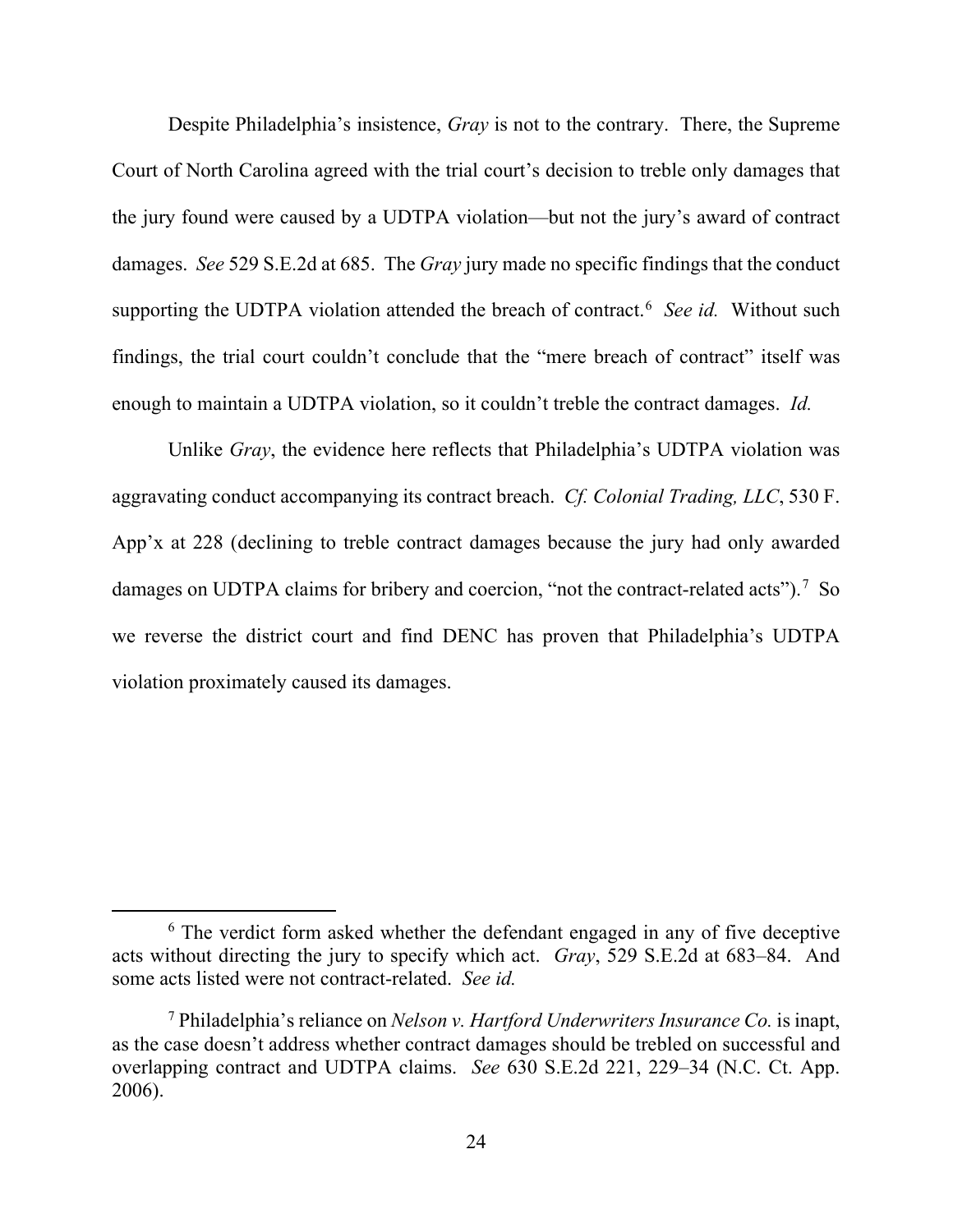Despite Philadelphia's insistence, *Gray* is not to the contrary. There, the Supreme Court of North Carolina agreed with the trial court's decision to treble only damages that the jury found were caused by a UDTPA violation—but not the jury's award of contract damages. *See* 529 S.E.2d at 685. The *Gray* jury made no specific findings that the conduct supporting the UDTPA violation attended the breach of contract.[6] *See id.* Without such findings, the trial court couldn't conclude that the "mere breach of contract" itself was enough to maintain a UDTPA violation, so it couldn't treble the contract damages. *Id.*

Unlike *Gray*, the evidence here reflects that Philadelphia's UDTPA violation was aggravating conduct accompanying its contract breach. *Cf. Colonial Trading, LLC*, 530 F. App'x at 228 (declining to treble contract damages because the jury had only awarded damages on UDTPA claims for bribery and coercion, "not the contract-related acts").[7] So we reverse the district court and find DENC has proven that Philadelphia's UDTPA violation proximately caused its damages.

---

[6] The verdict form asked whether the defendant engaged in any of five deceptive acts without directing the jury to specify which act. *Gray*, 529 S.E.2d at 683–84. And some acts listed were not contract-related. *See id.*

[7] Philadelphia's reliance on *Nelson v. Hartford Underwriters Insurance Co.* is inapt, as the case doesn't address whether contract damages should be trebled on successful and overlapping contract and UDTPA claims. *See* 630 S.E.2d 221, 229–34 (N.C. Ct. App. 2006).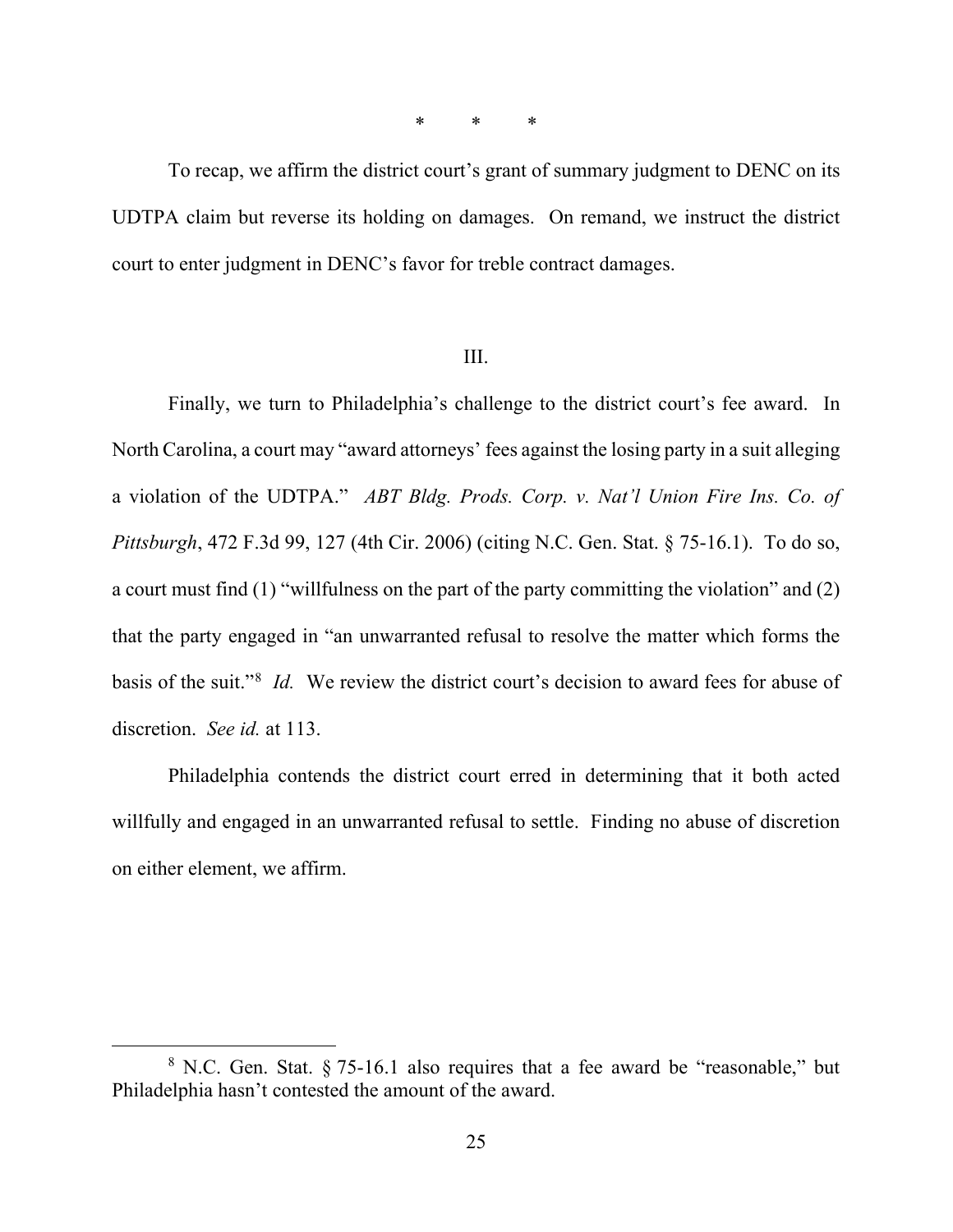\*   \*   \*

To recap, we affirm the district court's grant of summary judgment to DENC on its UDTPA claim but reverse its holding on damages. On remand, we instruct the district court to enter judgment in DENC's favor for treble contract damages.

## III.

Finally, we turn to Philadelphia's challenge to the district court's fee award. In North Carolina, a court may "award attorneys' fees against the losing party in a suit alleging a violation of the UDTPA." *ABT Bldg. Prods. Corp. v. Nat'l Union Fire Ins. Co. of Pittsburgh*, 472 F.3d 99, 127 (4th Cir. 2006) (citing N.C. Gen. Stat. § 75-16.1). To do so, a court must find (1) "willfulness on the part of the party committing the violation" and (2) that the party engaged in "an unwarranted refusal to resolve the matter which forms the basis of the suit."[8] *Id.* We review the district court's decision to award fees for abuse of discretion. *See id.* at 113.

Philadelphia contends the district court erred in determining that it both acted willfully and engaged in an unwarranted refusal to settle. Finding no abuse of discretion on either element, we affirm.

---

[8] N.C. Gen. Stat. § 75-16.1 also requires that a fee award be "reasonable," but Philadelphia hasn't contested the amount of the award.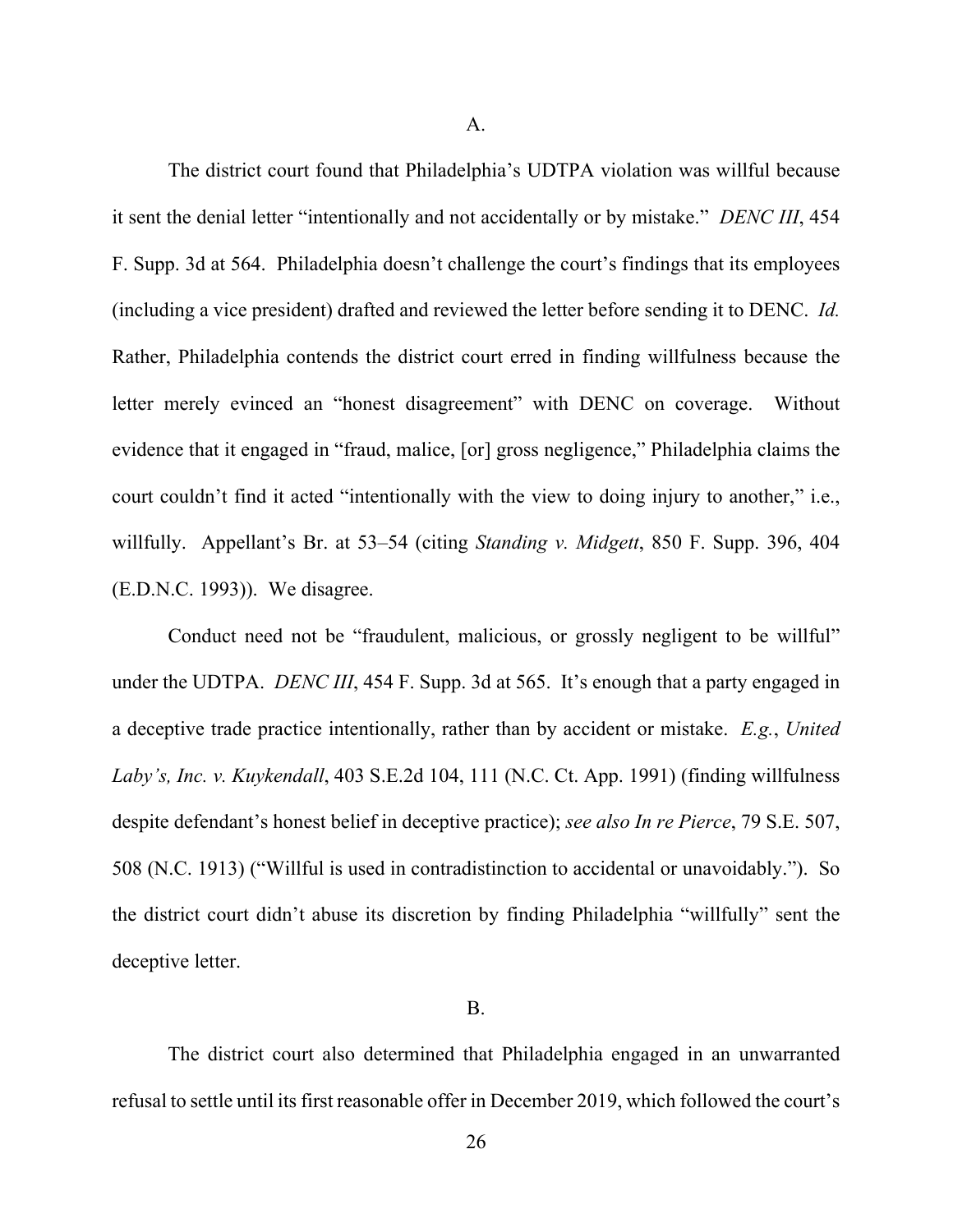### A.

The district court found that Philadelphia's UDTPA violation was willful because it sent the denial letter "intentionally and not accidentally or by mistake." *DENC III*, 454 F. Supp. 3d at 564. Philadelphia doesn't challenge the court's findings that its employees (including a vice president) drafted and reviewed the letter before sending it to DENC. *Id.* Rather, Philadelphia contends the district court erred in finding willfulness because the letter merely evinced an "honest disagreement" with DENC on coverage. Without evidence that it engaged in "fraud, malice, [or] gross negligence," Philadelphia claims the court couldn't find it acted "intentionally with the view to doing injury to another," i.e., willfully. Appellant's Br. at 53–54 (citing *Standing v. Midgett*, 850 F. Supp. 396, 404 (E.D.N.C. 1993)). We disagree.

Conduct need not be "fraudulent, malicious, or grossly negligent to be willful" under the UDTPA. *DENC III*, 454 F. Supp. 3d at 565. It's enough that a party engaged in a deceptive trade practice intentionally, rather than by accident or mistake. *E.g.*, *United Laby's, Inc. v. Kuykendall*, 403 S.E.2d 104, 111 (N.C. Ct. App. 1991) (finding willfulness despite defendant's honest belief in deceptive practice); *see also In re Pierce*, 79 S.E. 507, 508 (N.C. 1913) ("Willful is used in contradistinction to accidental or unavoidably."). So the district court didn't abuse its discretion by finding Philadelphia "willfully" sent the deceptive letter.

### B.

The district court also determined that Philadelphia engaged in an unwarranted refusal to settle until its first reasonable offer in December 2019, which followed the court's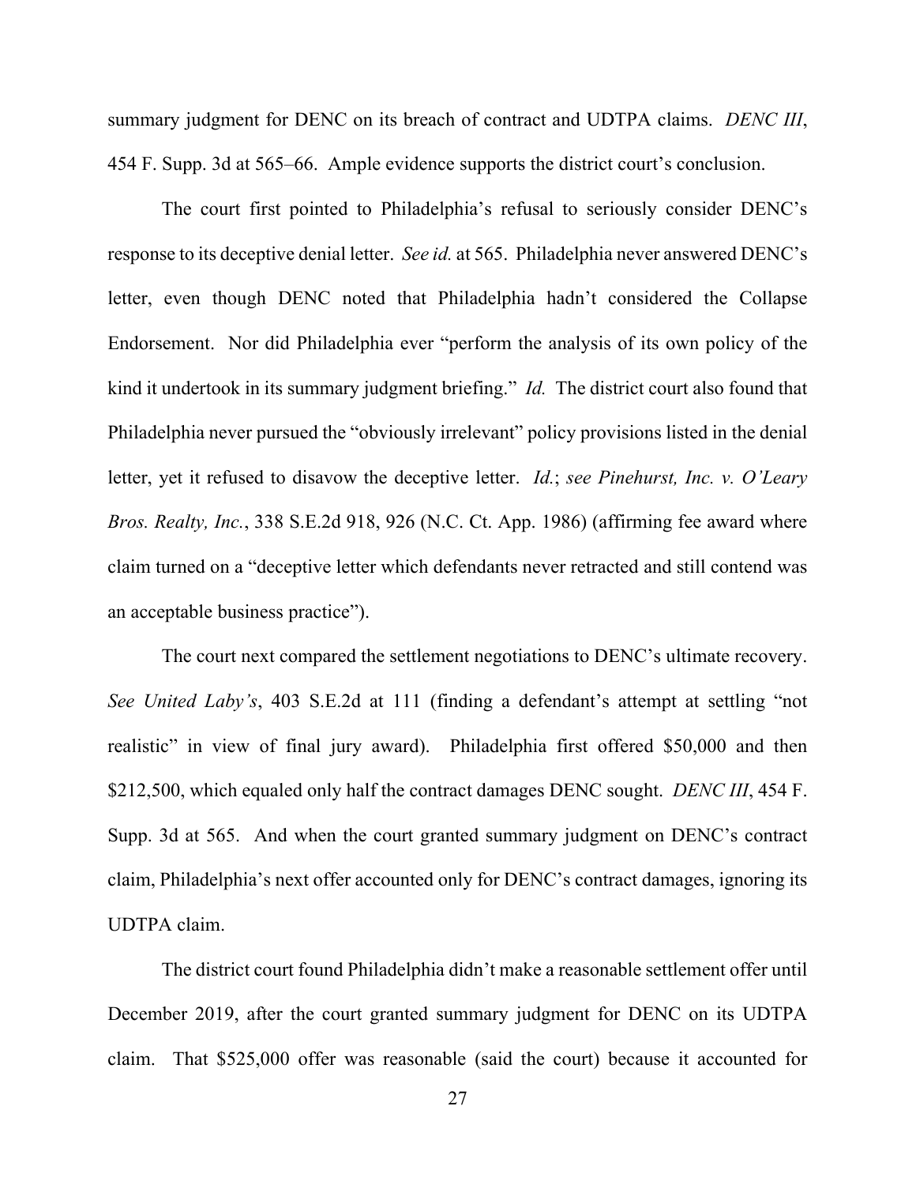summary judgment for DENC on its breach of contract and UDTPA claims. *DENC III*, 454 F. Supp. 3d at 565–66. Ample evidence supports the district court's conclusion.

The court first pointed to Philadelphia's refusal to seriously consider DENC's response to its deceptive denial letter. *See id.* at 565. Philadelphia never answered DENC's letter, even though DENC noted that Philadelphia hadn't considered the Collapse Endorsement. Nor did Philadelphia ever "perform the analysis of its own policy of the kind it undertook in its summary judgment briefing." *Id.* The district court also found that Philadelphia never pursued the "obviously irrelevant" policy provisions listed in the denial letter, yet it refused to disavow the deceptive letter. *Id.*; *see Pinehurst, Inc. v. O'Leary Bros. Realty, Inc.*, 338 S.E.2d 918, 926 (N.C. Ct. App. 1986) (affirming fee award where claim turned on a "deceptive letter which defendants never retracted and still contend was an acceptable business practice").

The court next compared the settlement negotiations to DENC's ultimate recovery. *See United Laby's*, 403 S.E.2d at 111 (finding a defendant's attempt at settling "not realistic" in view of final jury award). Philadelphia first offered $50,000 and then $212,500, which equaled only half the contract damages DENC sought. *DENC III*, 454 F. Supp. 3d at 565. And when the court granted summary judgment on DENC's contract claim, Philadelphia's next offer accounted only for DENC's contract damages, ignoring its UDTPA claim.

The district court found Philadelphia didn't make a reasonable settlement offer until December 2019, after the court granted summary judgment for DENC on its UDTPA claim. That $525,000 offer was reasonable (said the court) because it accounted for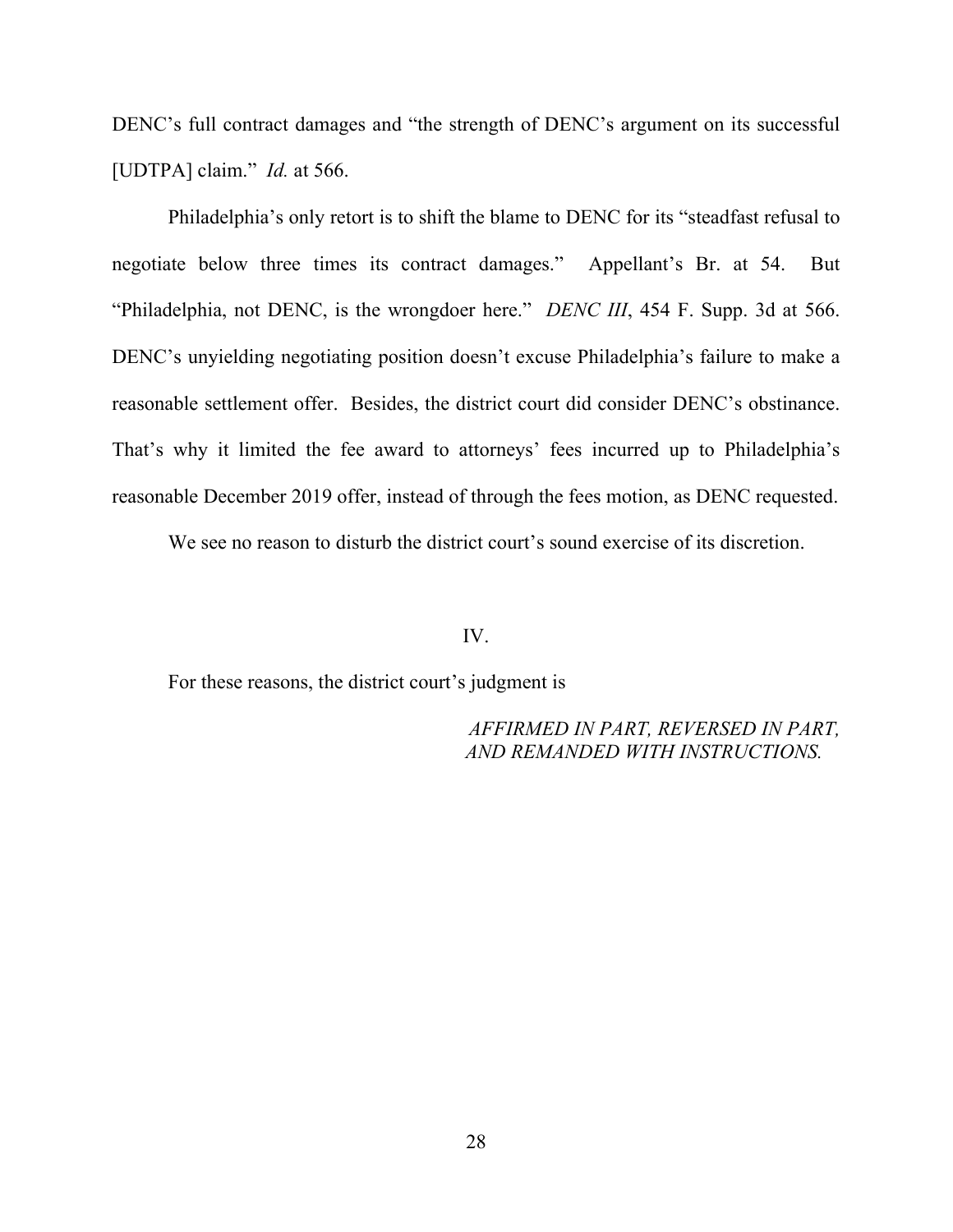DENC's full contract damages and "the strength of DENC's argument on its successful [UDTPA] claim." *Id.* at 566.

Philadelphia's only retort is to shift the blame to DENC for its "steadfast refusal to negotiate below three times its contract damages." Appellant's Br. at 54. But "Philadelphia, not DENC, is the wrongdoer here." *DENC III*, 454 F. Supp. 3d at 566. DENC's unyielding negotiating position doesn't excuse Philadelphia's failure to make a reasonable settlement offer. Besides, the district court did consider DENC's obstinance. That's why it limited the fee award to attorneys' fees incurred up to Philadelphia's reasonable December 2019 offer, instead of through the fees motion, as DENC requested.

We see no reason to disturb the district court's sound exercise of its discretion.

## IV.

For these reasons, the district court's judgment is

*AFFIRMED IN PART, REVERSED IN PART, AND REMANDED WITH INSTRUCTIONS.*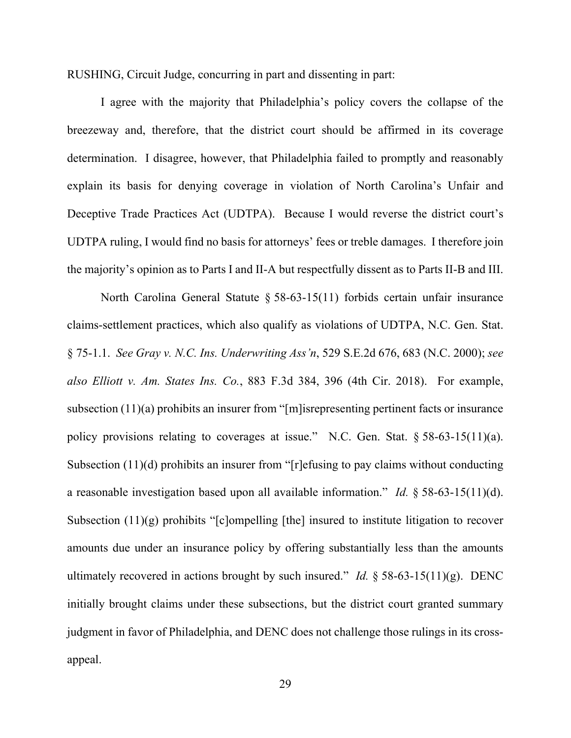RUSHING, Circuit Judge, concurring in part and dissenting in part:

I agree with the majority that Philadelphia's policy covers the collapse of the breezeway and, therefore, that the district court should be affirmed in its coverage determination. I disagree, however, that Philadelphia failed to promptly and reasonably explain its basis for denying coverage in violation of North Carolina's Unfair and Deceptive Trade Practices Act (UDTPA). Because I would reverse the district court's UDTPA ruling, I would find no basis for attorneys' fees or treble damages. I therefore join the majority's opinion as to Parts I and II-A but respectfully dissent as to Parts II-B and III.

North Carolina General Statute § 58-63-15(11) forbids certain unfair insurance claims-settlement practices, which also qualify as violations of UDTPA, N.C. Gen. Stat. § 75-1.1. *See Gray v. N.C. Ins. Underwriting Ass'n*, 529 S.E.2d 676, 683 (N.C. 2000); *see also Elliott v. Am. States Ins. Co.*, 883 F.3d 384, 396 (4th Cir. 2018). For example, subsection (11)(a) prohibits an insurer from "[m]isrepresenting pertinent facts or insurance policy provisions relating to coverages at issue." N.C. Gen. Stat. § 58-63-15(11)(a). Subsection (11)(d) prohibits an insurer from "[r]efusing to pay claims without conducting a reasonable investigation based upon all available information." *Id.* § 58-63-15(11)(d). Subsection (11)(g) prohibits "[c]ompelling [the] insured to institute litigation to recover amounts due under an insurance policy by offering substantially less than the amounts ultimately recovered in actions brought by such insured." *Id.* § 58-63-15(11)(g). DENC initially brought claims under these subsections, but the district court granted summary judgment in favor of Philadelphia, and DENC does not challenge those rulings in its cross-appeal.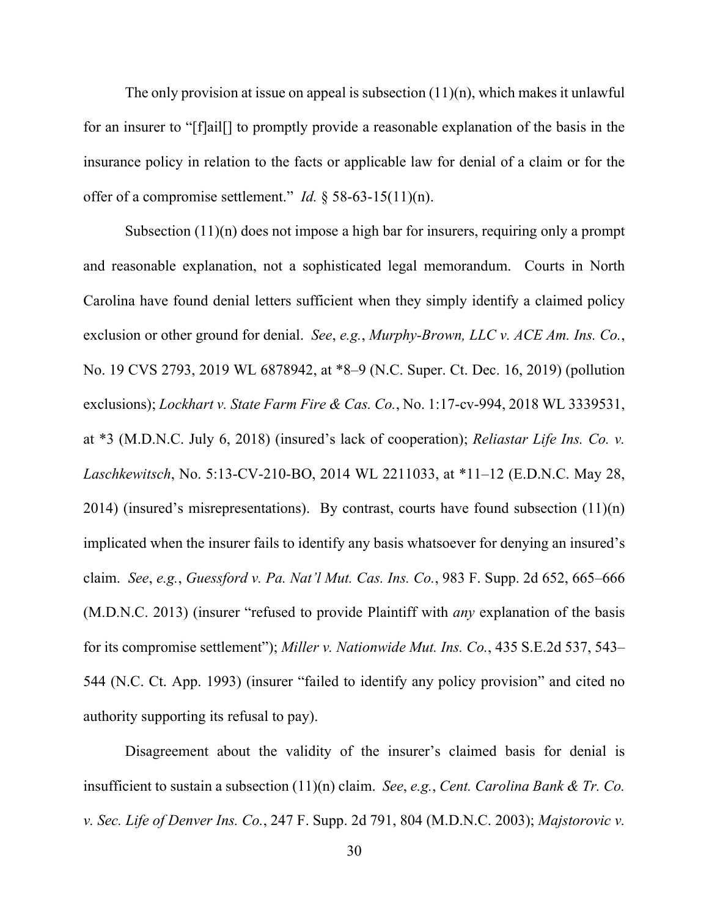The only provision at issue on appeal is subsection (11)(n), which makes it unlawful for an insurer to "[f]ail[] to promptly provide a reasonable explanation of the basis in the insurance policy in relation to the facts or applicable law for denial of a claim or for the offer of a compromise settlement." *Id.* § 58-63-15(11)(n).

Subsection (11)(n) does not impose a high bar for insurers, requiring only a prompt and reasonable explanation, not a sophisticated legal memorandum. Courts in North Carolina have found denial letters sufficient when they simply identify a claimed policy exclusion or other ground for denial. *See*, *e.g.*, *Murphy-Brown, LLC v. ACE Am. Ins. Co.*, No. 19 CVS 2793, 2019 WL 6878942, at *8–9 (N.C. Super. Ct. Dec. 16, 2019) (pollution exclusions); *Lockhart v. State Farm Fire & Cas. Co.*, No. 1:17-cv-994, 2018 WL 3339531, at *3 (M.D.N.C. July 6, 2018) (insured's lack of cooperation); *Reliastar Life Ins. Co. v. Laschkewitsch*, No. 5:13-CV-210-BO, 2014 WL 2211033, at *11–12 (E.D.N.C. May 28, 2014) (insured's misrepresentations). By contrast, courts have found subsection (11)(n) implicated when the insurer fails to identify any basis whatsoever for denying an insured's claim. *See*, *e.g.*, *Guessford v. Pa. Nat'l Mut. Cas. Ins. Co.*, 983 F. Supp. 2d 652, 665–666 (M.D.N.C. 2013) (insurer "refused to provide Plaintiff with *any* explanation of the basis for its compromise settlement"); *Miller v. Nationwide Mut. Ins. Co.*, 435 S.E.2d 537, 543–544 (N.C. Ct. App. 1993) (insurer "failed to identify any policy provision" and cited no authority supporting its refusal to pay).

Disagreement about the validity of the insurer's claimed basis for denial is insufficient to sustain a subsection (11)(n) claim. *See*, *e.g.*, *Cent. Carolina Bank & Tr. Co. v. Sec. Life of Denver Ins. Co.*, 247 F. Supp. 2d 791, 804 (M.D.N.C. 2003); *Majstorovic v.*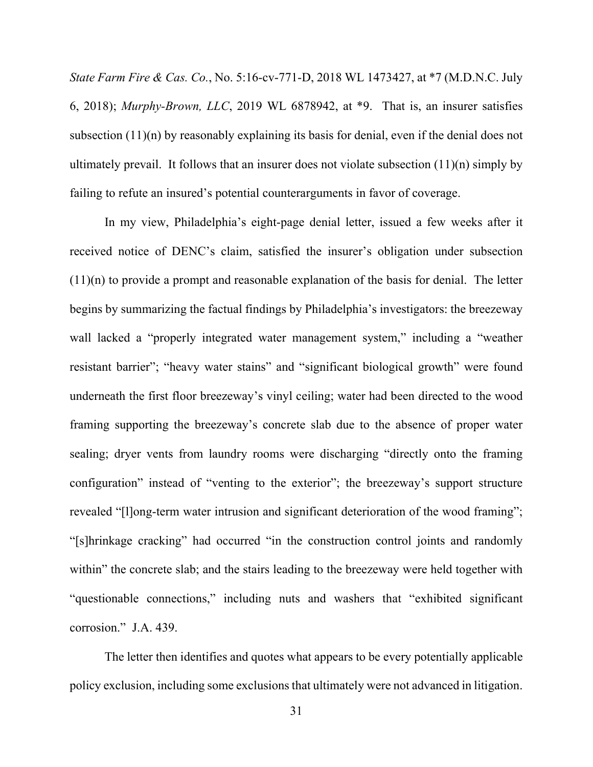*State Farm Fire & Cas. Co.*, No. 5:16-cv-771-D, 2018 WL 1473427, at *7 (M.D.N.C. July 6, 2018); *Murphy-Brown, LLC*, 2019 WL 6878942, at *9. That is, an insurer satisfies subsection (11)(n) by reasonably explaining its basis for denial, even if the denial does not ultimately prevail. It follows that an insurer does not violate subsection (11)(n) simply by failing to refute an insured's potential counterarguments in favor of coverage.

In my view, Philadelphia's eight-page denial letter, issued a few weeks after it received notice of DENC's claim, satisfied the insurer's obligation under subsection (11)(n) to provide a prompt and reasonable explanation of the basis for denial. The letter begins by summarizing the factual findings by Philadelphia's investigators: the breezeway wall lacked a "properly integrated water management system," including a "weather resistant barrier"; "heavy water stains" and "significant biological growth" were found underneath the first floor breezeway's vinyl ceiling; water had been directed to the wood framing supporting the breezeway's concrete slab due to the absence of proper water sealing; dryer vents from laundry rooms were discharging "directly onto the framing configuration" instead of "venting to the exterior"; the breezeway's support structure revealed "[l]ong-term water intrusion and significant deterioration of the wood framing"; "[s]hrinkage cracking" had occurred "in the construction control joints and randomly within" the concrete slab; and the stairs leading to the breezeway were held together with "questionable connections," including nuts and washers that "exhibited significant corrosion." J.A. 439.

The letter then identifies and quotes what appears to be every potentially applicable policy exclusion, including some exclusions that ultimately were not advanced in litigation.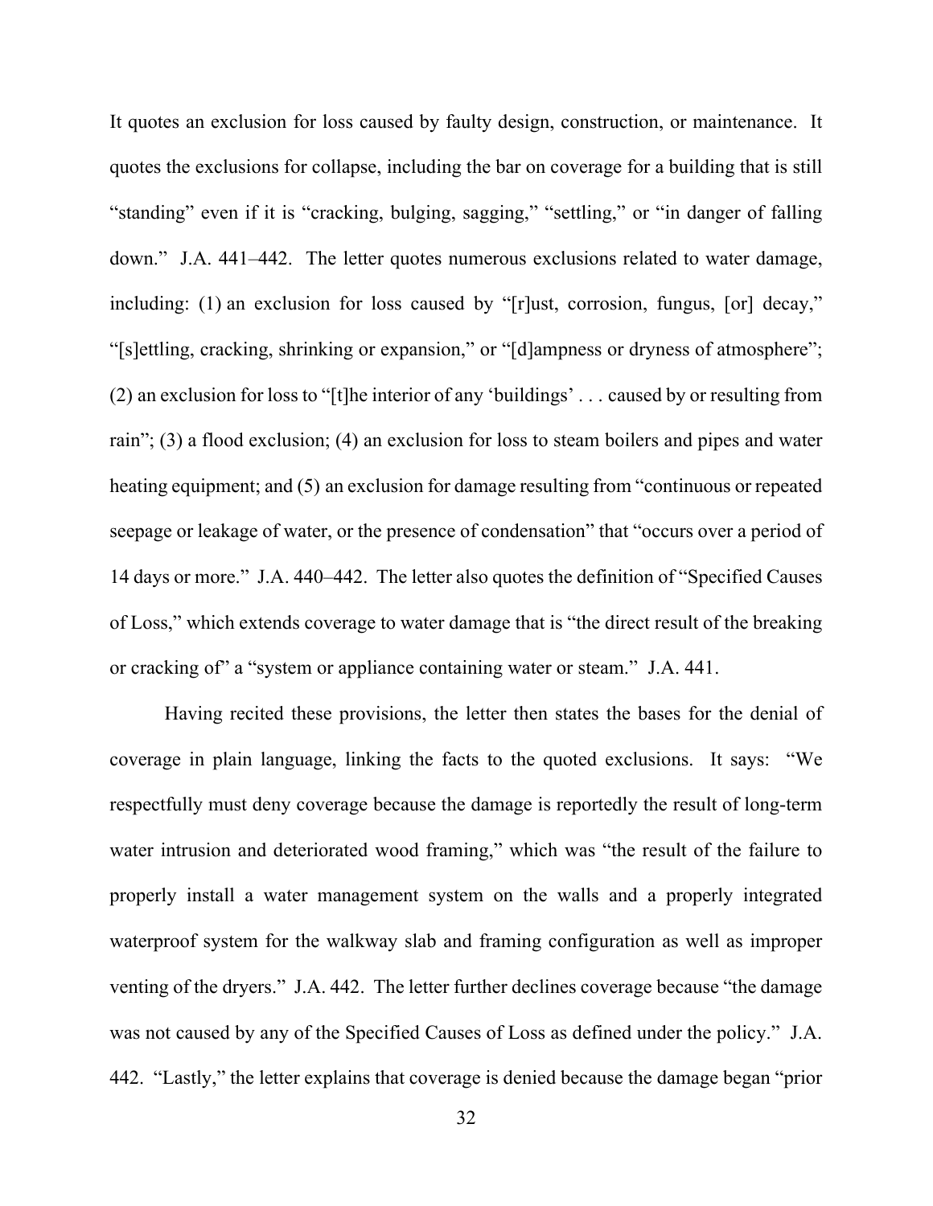It quotes an exclusion for loss caused by faulty design, construction, or maintenance. It quotes the exclusions for collapse, including the bar on coverage for a building that is still "standing" even if it is "cracking, bulging, sagging," "settling," or "in danger of falling down." J.A. 441–442. The letter quotes numerous exclusions related to water damage, including: (1) an exclusion for loss caused by "[r]ust, corrosion, fungus, [or] decay," "[s]ettling, cracking, shrinking or expansion," or "[d]ampness or dryness of atmosphere"; (2) an exclusion for loss to "[t]he interior of any 'buildings' . . . caused by or resulting from rain"; (3) a flood exclusion; (4) an exclusion for loss to steam boilers and pipes and water heating equipment; and (5) an exclusion for damage resulting from "continuous or repeated seepage or leakage of water, or the presence of condensation" that "occurs over a period of 14 days or more." J.A. 440–442. The letter also quotes the definition of "Specified Causes of Loss," which extends coverage to water damage that is "the direct result of the breaking or cracking of" a "system or appliance containing water or steam." J.A. 441.

Having recited these provisions, the letter then states the bases for the denial of coverage in plain language, linking the facts to the quoted exclusions. It says: "We respectfully must deny coverage because the damage is reportedly the result of long-term water intrusion and deteriorated wood framing," which was "the result of the failure to properly install a water management system on the walls and a properly integrated waterproof system for the walkway slab and framing configuration as well as improper venting of the dryers." J.A. 442. The letter further declines coverage because "the damage was not caused by any of the Specified Causes of Loss as defined under the policy." J.A. 442. "Lastly," the letter explains that coverage is denied because the damage began "prior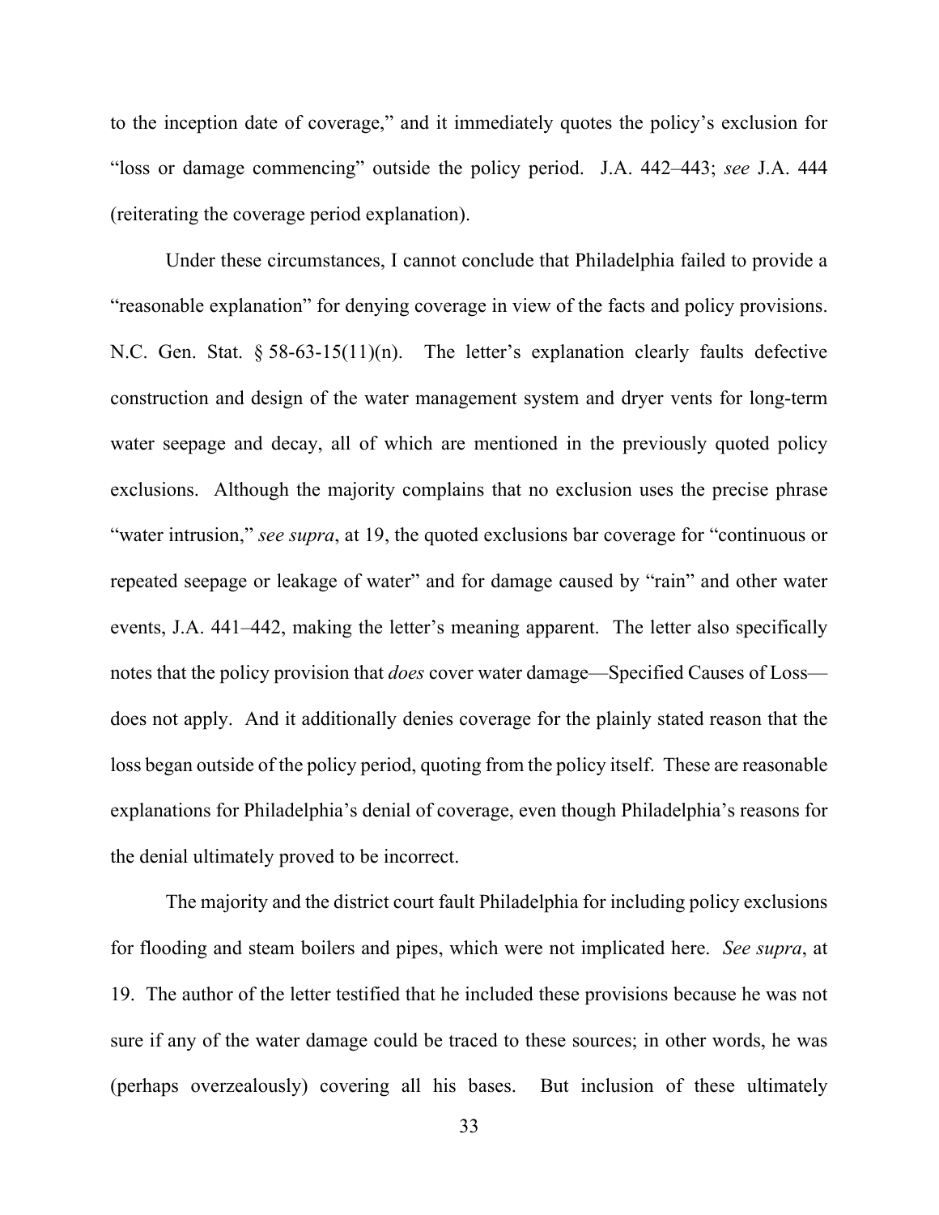to the inception date of coverage," and it immediately quotes the policy's exclusion for "loss or damage commencing" outside the policy period. J.A. 442–443; *see* J.A. 444 (reiterating the coverage period explanation).

Under these circumstances, I cannot conclude that Philadelphia failed to provide a "reasonable explanation" for denying coverage in view of the facts and policy provisions. N.C. Gen. Stat. § 58-63-15(11)(n). The letter's explanation clearly faults defective construction and design of the water management system and dryer vents for long-term water seepage and decay, all of which are mentioned in the previously quoted policy exclusions. Although the majority complains that no exclusion uses the precise phrase "water intrusion," *see supra*, at 19, the quoted exclusions bar coverage for "continuous or repeated seepage or leakage of water" and for damage caused by "rain" and other water events, J.A. 441–442, making the letter's meaning apparent. The letter also specifically notes that the policy provision that *does* cover water damage—Specified Causes of Loss—does not apply. And it additionally denies coverage for the plainly stated reason that the loss began outside of the policy period, quoting from the policy itself. These are reasonable explanations for Philadelphia's denial of coverage, even though Philadelphia's reasons for the denial ultimately proved to be incorrect.

The majority and the district court fault Philadelphia for including policy exclusions for flooding and steam boilers and pipes, which were not implicated here. *See supra*, at 19. The author of the letter testified that he included these provisions because he was not sure if any of the water damage could be traced to these sources; in other words, he was (perhaps overzealously) covering all his bases. But inclusion of these ultimately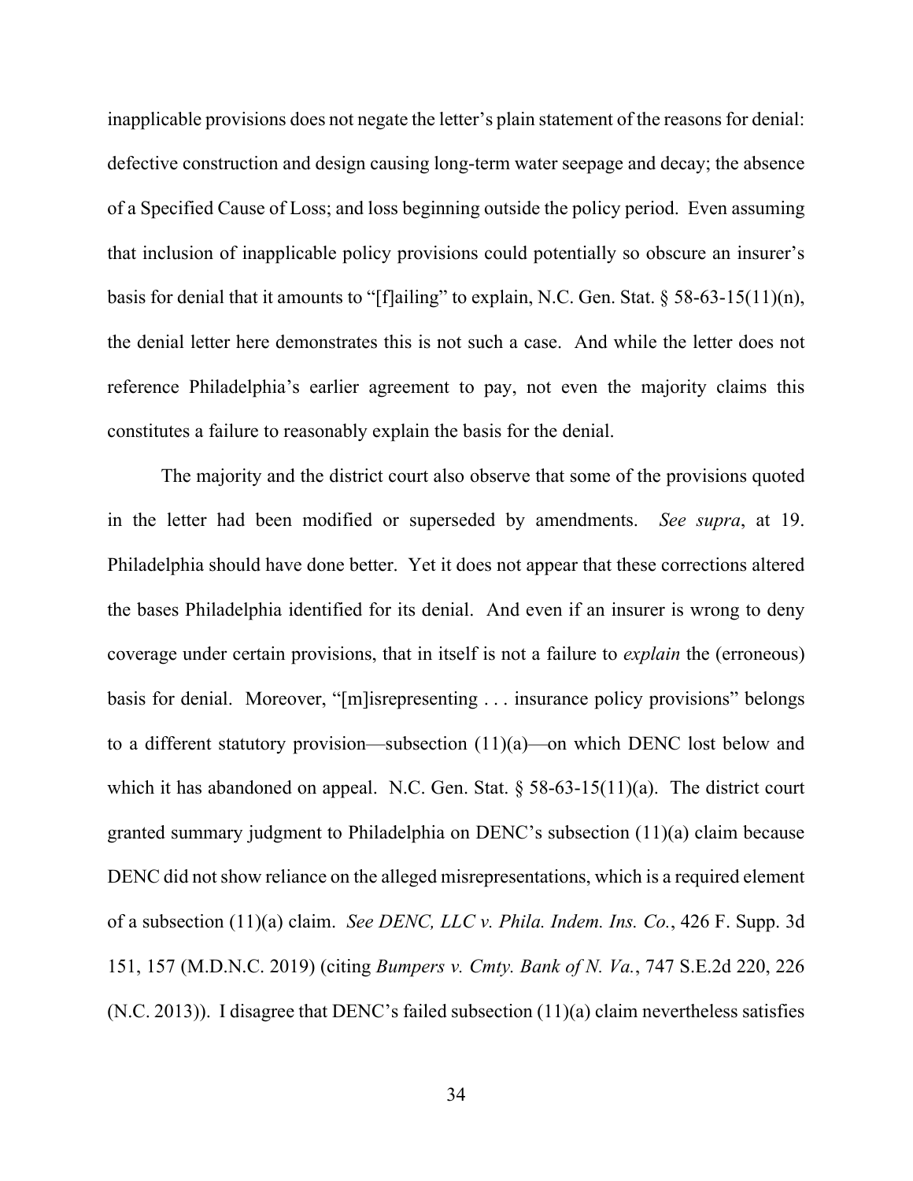inapplicable provisions does not negate the letter's plain statement of the reasons for denial: defective construction and design causing long-term water seepage and decay; the absence of a Specified Cause of Loss; and loss beginning outside the policy period. Even assuming that inclusion of inapplicable policy provisions could potentially so obscure an insurer's basis for denial that it amounts to "[f]ailing" to explain, N.C. Gen. Stat. § 58-63-15(11)(n), the denial letter here demonstrates this is not such a case. And while the letter does not reference Philadelphia's earlier agreement to pay, not even the majority claims this constitutes a failure to reasonably explain the basis for the denial.

The majority and the district court also observe that some of the provisions quoted in the letter had been modified or superseded by amendments. *See supra*, at 19. Philadelphia should have done better. Yet it does not appear that these corrections altered the bases Philadelphia identified for its denial. And even if an insurer is wrong to deny coverage under certain provisions, that in itself is not a failure to *explain* the (erroneous) basis for denial. Moreover, "[m]isrepresenting . . . insurance policy provisions" belongs to a different statutory provision—subsection (11)(a)—on which DENC lost below and which it has abandoned on appeal. N.C. Gen. Stat. § 58-63-15(11)(a). The district court granted summary judgment to Philadelphia on DENC's subsection (11)(a) claim because DENC did not show reliance on the alleged misrepresentations, which is a required element of a subsection (11)(a) claim. *See DENC, LLC v. Phila. Indem. Ins. Co.*, 426 F. Supp. 3d 151, 157 (M.D.N.C. 2019) (citing *Bumpers v. Cmty. Bank of N. Va.*, 747 S.E.2d 220, 226 (N.C. 2013)). I disagree that DENC's failed subsection (11)(a) claim nevertheless satisfies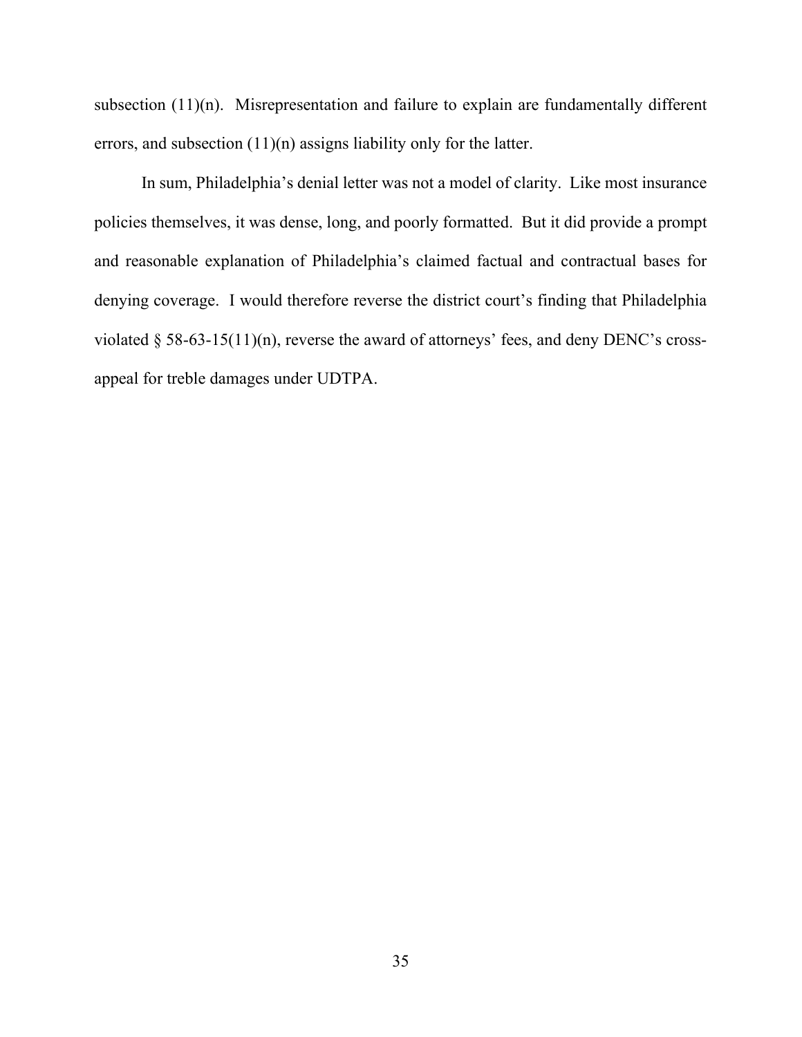subsection (11)(n). Misrepresentation and failure to explain are fundamentally different errors, and subsection (11)(n) assigns liability only for the latter.

In sum, Philadelphia's denial letter was not a model of clarity. Like most insurance policies themselves, it was dense, long, and poorly formatted. But it did provide a prompt and reasonable explanation of Philadelphia's claimed factual and contractual bases for denying coverage. I would therefore reverse the district court's finding that Philadelphia violated § 58-63-15(11)(n), reverse the award of attorneys' fees, and deny DENC's cross-appeal for treble damages under UDTPA.